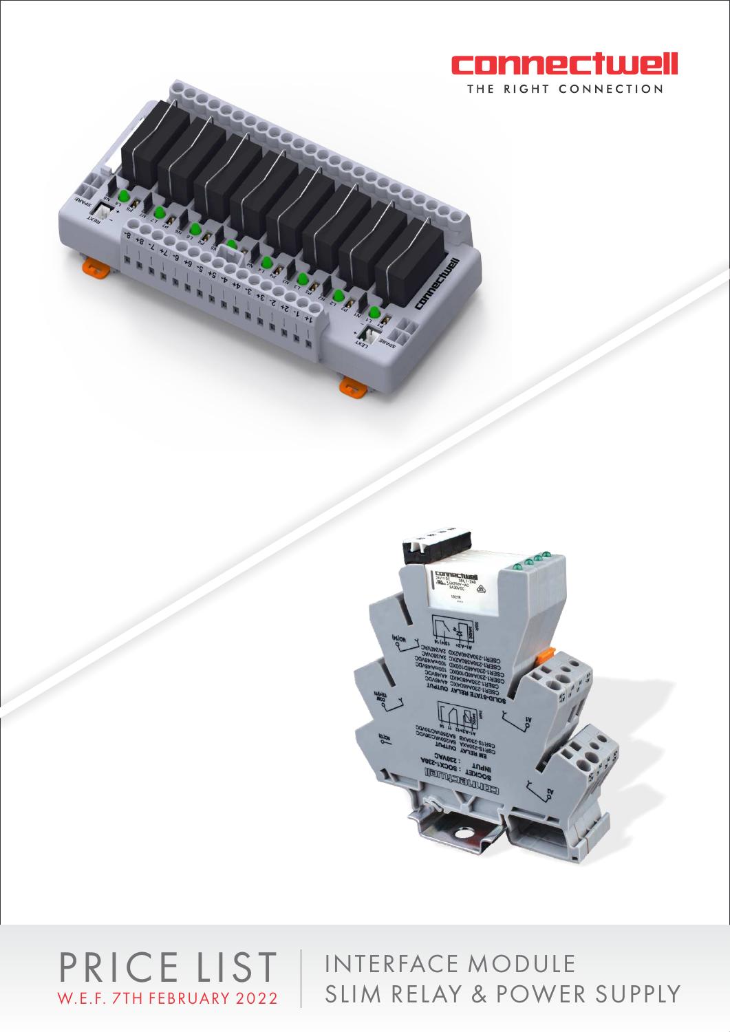connectwell

THE RIGHT CONNECTION

# PRICE LIST

W.E.F. 7TH FEBRUARY 2022

## INTERFACE MODULE

## SLIM RELAY & POWER SUPPLY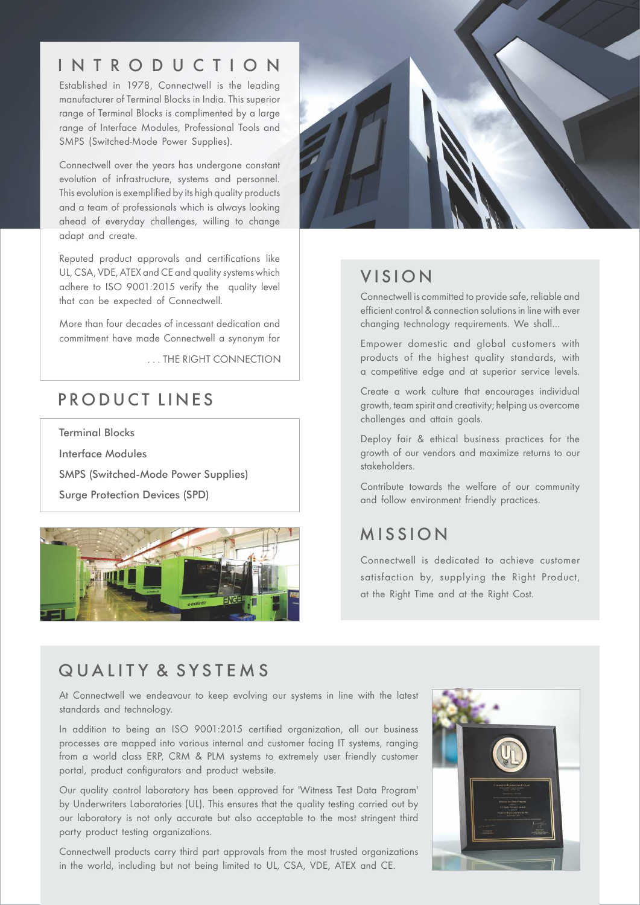## INTRODUCTION

Established in 1978, Connectwell is the leading manufacturer of Terminal Blocks in India. This superior range of Terminal Blocks is complimented by a large range of Interface Modules, Professional Tools and SMPS (Switched-Mode Power Supplies).

Connectwell over the years has undergone constant evolution of infrastructure, systems and personnel. This evolution is exemplified by its high quality products and a team of professionals which is always looking ahead of everyday challenges, willing to change adapt and create.

Reputed product approvals and certifications like UL, CSA, VDE, ATEX and CE and quality systems which adhere to ISO 9001:2015 verify the quality level that can be expected of Connectwell.

More than four decades of incessant dedication and commitment have made Connectwell a synonym for

. . . THE RIGHT CONNECTION

## PRODUCT LINES

- Terminal Blocks
- Interface Modules
- SMPS (Switched-Mode Power Supplies)
- Surge Protection Devices (SPD)

## VISION

Connectwell is committed to provide safe, reliable and efficient control & connection solutions in line with ever changing technology requirements. We shall...

Empower domestic and global customers with products of the highest quality standards, with a competitive edge and at superior service levels.

Create a work culture that encourages individual growth, team spirit and creativity; helping us overcome challenges and attain goals.

Deploy fair & ethical business practices for the growth of our vendors and maximize returns to our stakeholders.

Contribute towards the welfare of our community and follow environment friendly practices.

## MISSION

Connectwell is dedicated to achieve customer satisfaction by, supplying the Right Product, at the Right Time and at the Right Cost.

## QUALITY & SYSTEMS

At Connectwell we endeavour to keep evolving our systems in line with the latest standards and technology.

In addition to being an ISO 9001:2015 certified organization, all our business processes are mapped into various internal and customer facing IT systems, ranging from a world class ERP, CRM & PLM systems to extremely user friendly customer portal, product configurators and product website.

Our quality control laboratory has been approved for 'Witness Test Data Program' by Underwriters Laboratories (UL). This ensures that the quality testing carried out by our laboratory is not only accurate but also acceptable to the most stringent third party product testing organizations.

Connectwell products carry third part approvals from the most trusted organizations in the world, including but not being limited to UL, CSA, VDE, ATEX and CE.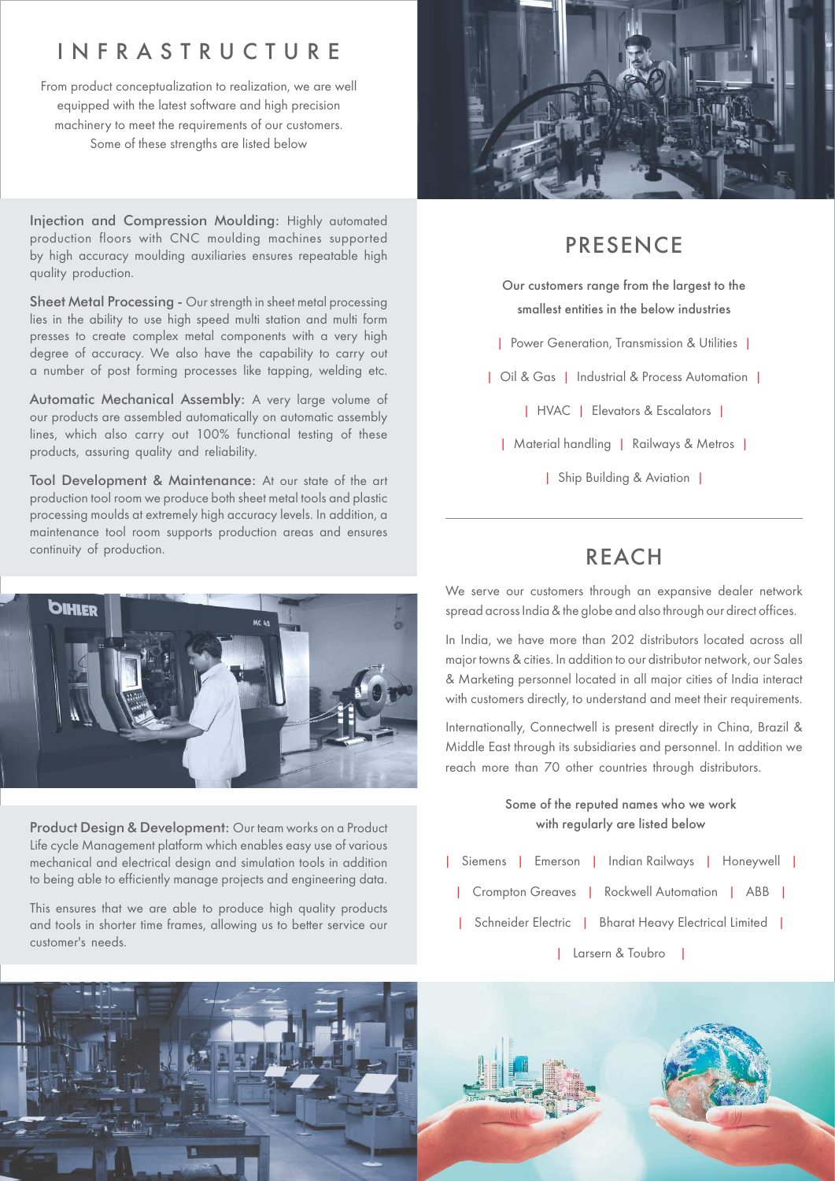# INFRASTRUCTURE

From product conceptualization to realization, we are well equipped with the latest software and high precision machinery to meet the requirements of our customers. Some of these strengths are listed below

**Injection and Compression Moulding:** Highly automated production floors with CNC moulding machines supported by high accuracy moulding auxiliaries ensures repeatable high quality production.

**Sheet Metal Processing -** Our strength in sheet metal processing lies in the ability to use high speed multi station and multi form presses to create complex metal components with a very high degree of accuracy. We also have the capability to carry out a number of post forming processes like tapping, welding etc.

**Automatic Mechanical Assembly:** A very large volume of our products are assembled automatically on automatic assembly lines, which also carry out 100% functional testing of these products, assuring quality and reliability.

**Tool Development & Maintenance:** At our state of the art production tool room we produce both sheet metal tools and plastic processing moulds at extremely high accuracy levels. In addition, a maintenance tool room supports production areas and ensures continuity of production.

**Product Design & Development:** Our team works on a Product Life cycle Management platform which enables easy use of various mechanical and electrical design and simulation tools in addition to being able to efficiently manage projects and engineering data.

This ensures that we are able to produce high quality products and tools in shorter time frames, allowing us to better service our customer's needs.

## PRESENCE

Our customers range from the largest to the smallest entities in the below industries

| Power Generation, Transmission & Utilities |

| Oil & Gas | Industrial & Process Automation |

| HVAC | Elevators & Escalators |

| Material handling | Railways & Metros |

| Ship Building & Aviation |

## REACH

We serve our customers through an expansive dealer network spread across India & the globe and also through our direct offices.

In India, we have more than 202 distributors located across all major towns & cities. In addition to our distributor network, our Sales & Marketing personnel located in all major cities of India interact with customers directly, to understand and meet their requirements.

Internationally, Connectwell is present directly in China, Brazil & Middle East through its subsidiaries and personnel. In addition we reach more than 70 other countries through distributors.

Some of the reputed names who we work with regularly are listed below

| Siemens | Emerson | Indian Railways | Honeywell |

| Crompton Greaves | Rockwell Automation | ABB |

| Schneider Electric | Bharat Heavy Electrical Limited |

| Larsern & Toubro |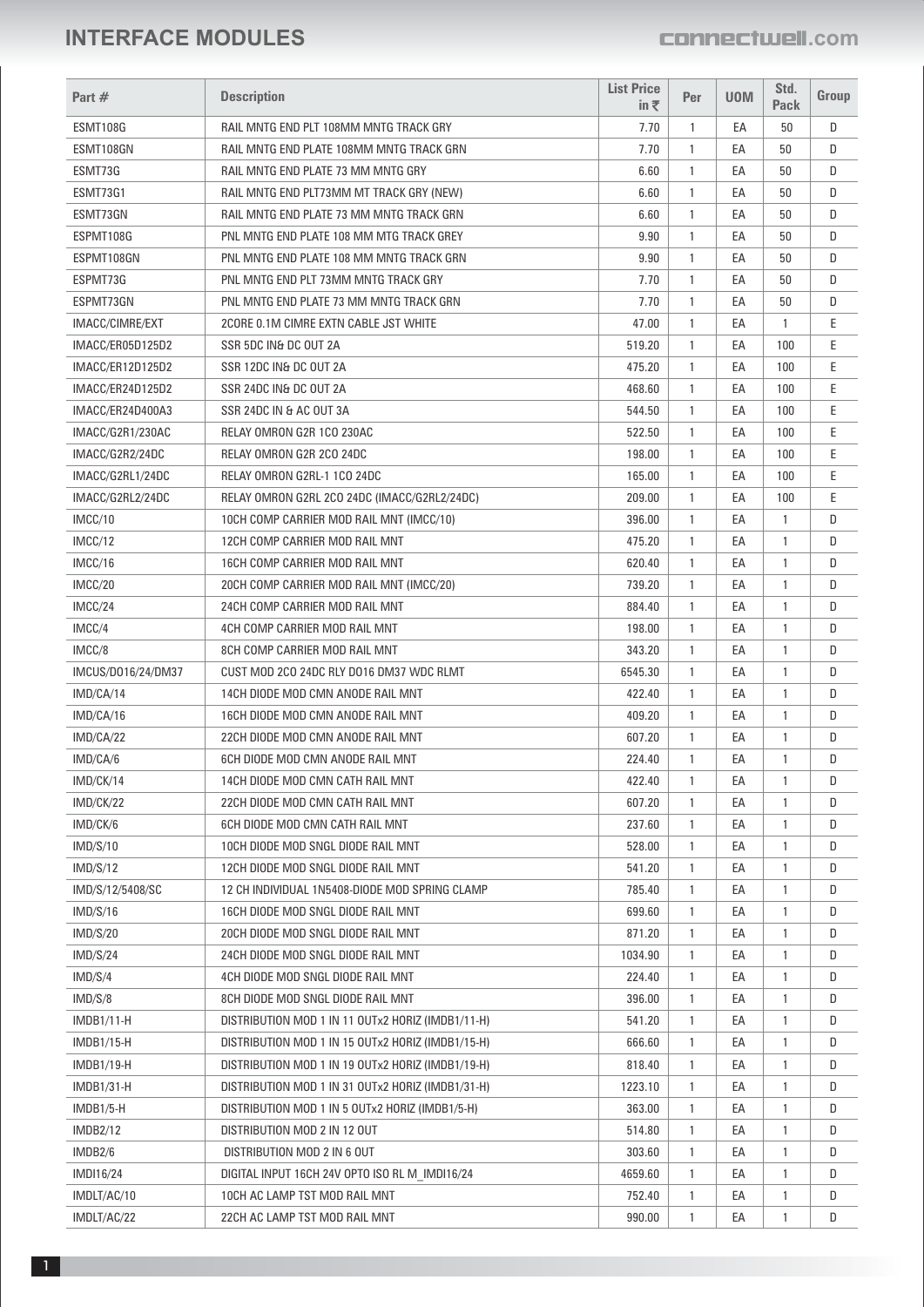# INTERFACE MODULES

| Part # | Description | List Price in ₹ | Per | UOM | Std. Pack | Group |
|---|---|---|---|---|---|---|
| ESMT108G | RAIL MNTG END PLT 108MM MNTG TRACK GRY | 7.70 | 1 | EA | 50 | D |
| ESMT108GN | RAIL MNTG END PLATE 108MM MNTG TRACK GRN | 7.70 | 1 | EA | 50 | D |
| ESMT73G | RAIL MNTG END PLATE 73 MM MNTG GRY | 6.60 | 1 | EA | 50 | D |
| ESMT73G1 | RAIL MNTG END PLT73MM MT TRACK GRY (NEW) | 6.60 | 1 | EA | 50 | D |
| ESMT73GN | RAIL MNTG END PLATE 73 MM MNTG TRACK GRN | 6.60 | 1 | EA | 50 | D |
| ESPMT108G | PNL MNTG END PLATE 108 MM MTG TRACK GREY | 9.90 | 1 | EA | 50 | D |
| ESPMT108GN | PNL MNTG END PLATE 108 MM MNTG TRACK GRN | 9.90 | 1 | EA | 50 | D |
| ESPMT73G | PNL MNTG END PLT 73MM MNTG TRACK GRY | 7.70 | 1 | EA | 50 | D |
| ESPMT73GN | PNL MNTG END PLATE 73 MM MNTG TRACK GRN | 7.70 | 1 | EA | 50 | D |
| IMACC/CIMRE/EXT | 2CORE 0.1M CIMRE EXTN CABLE JST WHITE | 47.00 | 1 | EA | 1 | E |
| IMACC/ER05D125D2 | SSR 5DC IN& DC OUT 2A | 519.20 | 1 | EA | 100 | E |
| IMACC/ER12D125D2 | SSR 12DC IN& DC OUT 2A | 475.20 | 1 | EA | 100 | E |
| IMACC/ER24D125D2 | SSR 24DC IN& DC OUT 2A | 468.60 | 1 | EA | 100 | E |
| IMACC/ER24D400A3 | SSR 24DC IN & AC OUT 3A | 544.50 | 1 | EA | 100 | E |
| IMACC/G2R1/230AC | RELAY OMRON G2R 1CO 230AC | 522.50 | 1 | EA | 100 | E |
| IMACC/G2R2/24DC | RELAY OMRON G2R 2CO 24DC | 198.00 | 1 | EA | 100 | E |
| IMACC/G2RL1/24DC | RELAY OMRON G2RL-1 1CO 24DC | 165.00 | 1 | EA | 100 | E |
| IMACC/G2RL2/24DC | RELAY OMRON G2RL 2CO 24DC (IMACC/G2RL2/24DC) | 209.00 | 1 | EA | 100 | E |
| IMCC/10 | 10CH COMP CARRIER MOD RAIL MNT (IMCC/10) | 396.00 | 1 | EA | 1 | D |
| IMCC/12 | 12CH COMP CARRIER MOD RAIL MNT | 475.20 | 1 | EA | 1 | D |
| IMCC/16 | 16CH COMP CARRIER MOD RAIL MNT | 620.40 | 1 | EA | 1 | D |
| IMCC/20 | 20CH COMP CARRIER MOD RAIL MNT (IMCC/20) | 739.20 | 1 | EA | 1 | D |
| IMCC/24 | 24CH COMP CARRIER MOD RAIL MNT | 884.40 | 1 | EA | 1 | D |
| IMCC/4 | 4CH COMP CARRIER MOD RAIL MNT | 198.00 | 1 | EA | 1 | D |
| IMCC/8 | 8CH COMP CARRIER MOD RAIL MNT | 343.20 | 1 | EA | 1 | D |
| IMCUS/DO16/24/DM37 | CUST MOD 2CO 24DC RLY DO16 DM37 WDC RLMT | 6545.30 | 1 | EA | 1 | D |
| IMD/CA/14 | 14CH DIODE MOD CMN ANODE RAIL MNT | 422.40 | 1 | EA | 1 | D |
| IMD/CA/16 | 16CH DIODE MOD CMN ANODE RAIL MNT | 409.20 | 1 | EA | 1 | D |
| IMD/CA/22 | 22CH DIODE MOD CMN ANODE RAIL MNT | 607.20 | 1 | EA | 1 | D |
| IMD/CA/6 | 6CH DIODE MOD CMN ANODE RAIL MNT | 224.40 | 1 | EA | 1 | D |
| IMD/CK/14 | 14CH DIODE MOD CMN CATH RAIL MNT | 422.40 | 1 | EA | 1 | D |
| IMD/CK/22 | 22CH DIODE MOD CMN CATH RAIL MNT | 607.20 | 1 | EA | 1 | D |
| IMD/CK/6 | 6CH DIODE MOD CMN CATH RAIL MNT | 237.60 | 1 | EA | 1 | D |
| IMD/S/10 | 10CH DIODE MOD SNGL DIODE RAIL MNT | 528.00 | 1 | EA | 1 | D |
| IMD/S/12 | 12CH DIODE MOD SNGL DIODE RAIL MNT | 541.20 | 1 | EA | 1 | D |
| IMD/S/12/5408/SC | 12 CH INDIVIDUAL 1N5408-DIODE MOD SPRING CLAMP | 785.40 | 1 | EA | 1 | D |
| IMD/S/16 | 16CH DIODE MOD SNGL DIODE RAIL MNT | 699.60 | 1 | EA | 1 | D |
| IMD/S/20 | 20CH DIODE MOD SNGL DIODE RAIL MNT | 871.20 | 1 | EA | 1 | D |
| IMD/S/24 | 24CH DIODE MOD SNGL DIODE RAIL MNT | 1034.90 | 1 | EA | 1 | D |
| IMD/S/4 | 4CH DIODE MOD SNGL DIODE RAIL MNT | 224.40 | 1 | EA | 1 | D |
| IMD/S/8 | 8CH DIODE MOD SNGL DIODE RAIL MNT | 396.00 | 1 | EA | 1 | D |
| IMDB1/11-H | DISTRIBUTION MOD 1 IN 11 OUTx2 HORIZ (IMDB1/11-H) | 541.20 | 1 | EA | 1 | D |
| IMDB1/15-H | DISTRIBUTION MOD 1 IN 15 OUTx2 HORIZ (IMDB1/15-H) | 666.60 | 1 | EA | 1 | D |
| IMDB1/19-H | DISTRIBUTION MOD 1 IN 19 OUTx2 HORIZ (IMDB1/19-H) | 818.40 | 1 | EA | 1 | D |
| IMDB1/31-H | DISTRIBUTION MOD 1 IN 31 OUTx2 HORIZ (IMDB1/31-H) | 1223.10 | 1 | EA | 1 | D |
| IMDB1/5-H | DISTRIBUTION MOD 1 IN 5 OUTx2 HORIZ (IMDB1/5-H) | 363.00 | 1 | EA | 1 | D |
| IMDB2/12 | DISTRIBUTION MOD 2 IN 12 OUT | 514.80 | 1 | EA | 1 | D |
| IMDB2/6 | DISTRIBUTION MOD 2 IN 6 OUT | 303.60 | 1 | EA | 1 | D |
| IMDI16/24 | DIGITAL INPUT 16CH 24V OPTO ISO RL M_IMDI16/24 | 4659.60 | 1 | EA | 1 | D |
| IMDLT/AC/10 | 10CH AC LAMP TST MOD RAIL MNT | 752.40 | 1 | EA | 1 | D |
| IMDLT/AC/22 | 22CH AC LAMP TST MOD RAIL MNT | 990.00 | 1 | EA | 1 | D |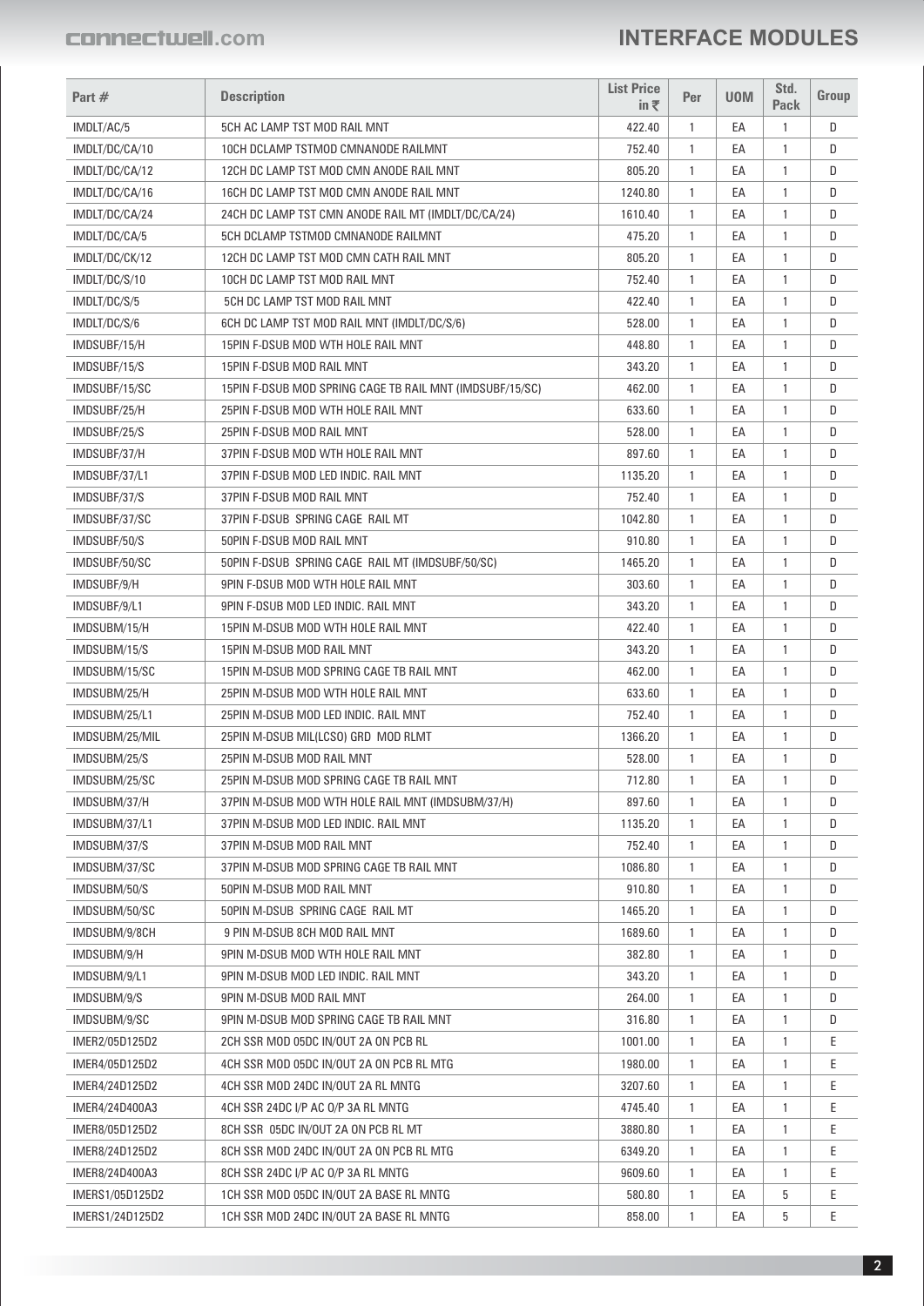# INTERFACE MODULES

| Part # | Description | List Price in ₹ | Per | UOM | Std. Pack | Group |
|---|---|---|---|---|---|---|
| IMDLT/AC/5 | 5CH AC LAMP TST MOD RAIL MNT | 422.40 | 1 | EA | 1 | D |
| IMDLT/DC/CA/10 | 10CH DCLAMP TSTMOD CMNANODE RAILMNT | 752.40 | 1 | EA | 1 | D |
| IMDLT/DC/CA/12 | 12CH DC LAMP TST MOD CMN ANODE RAIL MNT | 805.20 | 1 | EA | 1 | D |
| IMDLT/DC/CA/16 | 16CH DC LAMP TST MOD CMN ANODE RAIL MNT | 1240.80 | 1 | EA | 1 | D |
| IMDLT/DC/CA/24 | 24CH DC LAMP TST CMN ANODE RAIL MT (IMDLT/DC/CA/24) | 1610.40 | 1 | EA | 1 | D |
| IMDLT/DC/CA/5 | 5CH DCLAMP TSTMOD CMNANODE RAILMNT | 475.20 | 1 | EA | 1 | D |
| IMDLT/DC/CK/12 | 12CH DC LAMP TST MOD CMN CATH RAIL MNT | 805.20 | 1 | EA | 1 | D |
| IMDLT/DC/S/10 | 10CH DC LAMP TST MOD RAIL MNT | 752.40 | 1 | EA | 1 | D |
| IMDLT/DC/S/5 | 5CH DC LAMP TST MOD RAIL MNT | 422.40 | 1 | EA | 1 | D |
| IMDLT/DC/S/6 | 6CH DC LAMP TST MOD RAIL MNT (IMDLT/DC/S/6) | 528.00 | 1 | EA | 1 | D |
| IMDSUBF/15/H | 15PIN F-DSUB MOD WTH HOLE RAIL MNT | 448.80 | 1 | EA | 1 | D |
| IMDSUBF/15/S | 15PIN F-DSUB MOD RAIL MNT | 343.20 | 1 | EA | 1 | D |
| IMDSUBF/15/SC | 15PIN F-DSUB MOD SPRING CAGE TB RAIL MNT (IMDSUBF/15/SC) | 462.00 | 1 | EA | 1 | D |
| IMDSUBF/25/H | 25PIN F-DSUB MOD WTH HOLE RAIL MNT | 633.60 | 1 | EA | 1 | D |
| IMDSUBF/25/S | 25PIN F-DSUB MOD RAIL MNT | 528.00 | 1 | EA | 1 | D |
| IMDSUBF/37/H | 37PIN F-DSUB MOD WTH HOLE RAIL MNT | 897.60 | 1 | EA | 1 | D |
| IMDSUBF/37/L1 | 37PIN F-DSUB MOD LED INDIC. RAIL MNT | 1135.20 | 1 | EA | 1 | D |
| IMDSUBF/37/S | 37PIN F-DSUB MOD RAIL MNT | 752.40 | 1 | EA | 1 | D |
| IMDSUBF/37/SC | 37PIN F-DSUB SPRING CAGE RAIL MT | 1042.80 | 1 | EA | 1 | D |
| IMDSUBF/50/S | 50PIN F-DSUB MOD RAIL MNT | 910.80 | 1 | EA | 1 | D |
| IMDSUBF/50/SC | 50PIN F-DSUB SPRING CAGE RAIL MT (IMDSUBF/50/SC) | 1465.20 | 1 | EA | 1 | D |
| IMDSUBF/9/H | 9PIN F-DSUB MOD WTH HOLE RAIL MNT | 303.60 | 1 | EA | 1 | D |
| IMDSUBF/9/L1 | 9PIN F-DSUB MOD LED INDIC. RAIL MNT | 343.20 | 1 | EA | 1 | D |
| IMDSUBM/15/H | 15PIN M-DSUB MOD WTH HOLE RAIL MNT | 422.40 | 1 | EA | 1 | D |
| IMDSUBM/15/S | 15PIN M-DSUB MOD RAIL MNT | 343.20 | 1 | EA | 1 | D |
| IMDSUBM/15/SC | 15PIN M-DSUB MOD SPRING CAGE TB RAIL MNT | 462.00 | 1 | EA | 1 | D |
| IMDSUBM/25/H | 25PIN M-DSUB MOD WTH HOLE RAIL MNT | 633.60 | 1 | EA | 1 | D |
| IMDSUBM/25/L1 | 25PIN M-DSUB MOD LED INDIC. RAIL MNT | 752.40 | 1 | EA | 1 | D |
| IMDSUBM/25/MIL | 25PIN M-DSUB MIL(LCSO) GRD MOD RLMT | 1366.20 | 1 | EA | 1 | D |
| IMDSUBM/25/S | 25PIN M-DSUB MOD RAIL MNT | 528.00 | 1 | EA | 1 | D |
| IMDSUBM/25/SC | 25PIN M-DSUB MOD SPRING CAGE TB RAIL MNT | 712.80 | 1 | EA | 1 | D |
| IMDSUBM/37/H | 37PIN M-DSUB MOD WTH HOLE RAIL MNT (IMDSUBM/37/H) | 897.60 | 1 | EA | 1 | D |
| IMDSUBM/37/L1 | 37PIN M-DSUB MOD LED INDIC. RAIL MNT | 1135.20 | 1 | EA | 1 | D |
| IMDSUBM/37/S | 37PIN M-DSUB MOD RAIL MNT | 752.40 | 1 | EA | 1 | D |
| IMDSUBM/37/SC | 37PIN M-DSUB MOD SPRING CAGE TB RAIL MNT | 1086.80 | 1 | EA | 1 | D |
| IMDSUBM/50/S | 50PIN M-DSUB MOD RAIL MNT | 910.80 | 1 | EA | 1 | D |
| IMDSUBM/50/SC | 50PIN M-DSUB SPRING CAGE RAIL MT | 1465.20 | 1 | EA | 1 | D |
| IMDSUBM/9/8CH | 9 PIN M-DSUB 8CH MOD RAIL MNT | 1689.60 | 1 | EA | 1 | D |
| IMDSUBM/9/H | 9PIN M-DSUB MOD WTH HOLE RAIL MNT | 382.80 | 1 | EA | 1 | D |
| IMDSUBM/9/L1 | 9PIN M-DSUB MOD LED INDIC. RAIL MNT | 343.20 | 1 | EA | 1 | D |
| IMDSUBM/9/S | 9PIN M-DSUB MOD RAIL MNT | 264.00 | 1 | EA | 1 | D |
| IMDSUBM/9/SC | 9PIN M-DSUB MOD SPRING CAGE TB RAIL MNT | 316.80 | 1 | EA | 1 | D |
| IMER2/05D125D2 | 2CH SSR MOD 05DC IN/OUT 2A ON PCB RL | 1001.00 | 1 | EA | 1 | E |
| IMER4/05D125D2 | 4CH SSR MOD 05DC IN/OUT 2A ON PCB RL MTG | 1980.00 | 1 | EA | 1 | E |
| IMER4/24D125D2 | 4CH SSR MOD 24DC IN/OUT 2A RL MNTG | 3207.60 | 1 | EA | 1 | E |
| IMER4/24D400A3 | 4CH SSR 24DC I/P AC O/P 3A RL MNTG | 4745.40 | 1 | EA | 1 | E |
| IMER8/05D125D2 | 8CH SSR 05DC IN/OUT 2A ON PCB RL MT | 3880.80 | 1 | EA | 1 | E |
| IMER8/24D125D2 | 8CH SSR MOD 24DC IN/OUT 2A ON PCB RL MTG | 6349.20 | 1 | EA | 1 | E |
| IMER8/24D400A3 | 8CH SSR 24DC I/P AC O/P 3A RL MNTG | 9609.60 | 1 | EA | 1 | E |
| IMERS1/05D125D2 | 1CH SSR MOD 05DC IN/OUT 2A BASE RL MNTG | 580.80 | 1 | EA | 5 | E |
| IMERS1/24D125D2 | 1CH SSR MOD 24DC IN/OUT 2A BASE RL MNTG | 858.00 | 1 | EA | 5 | E |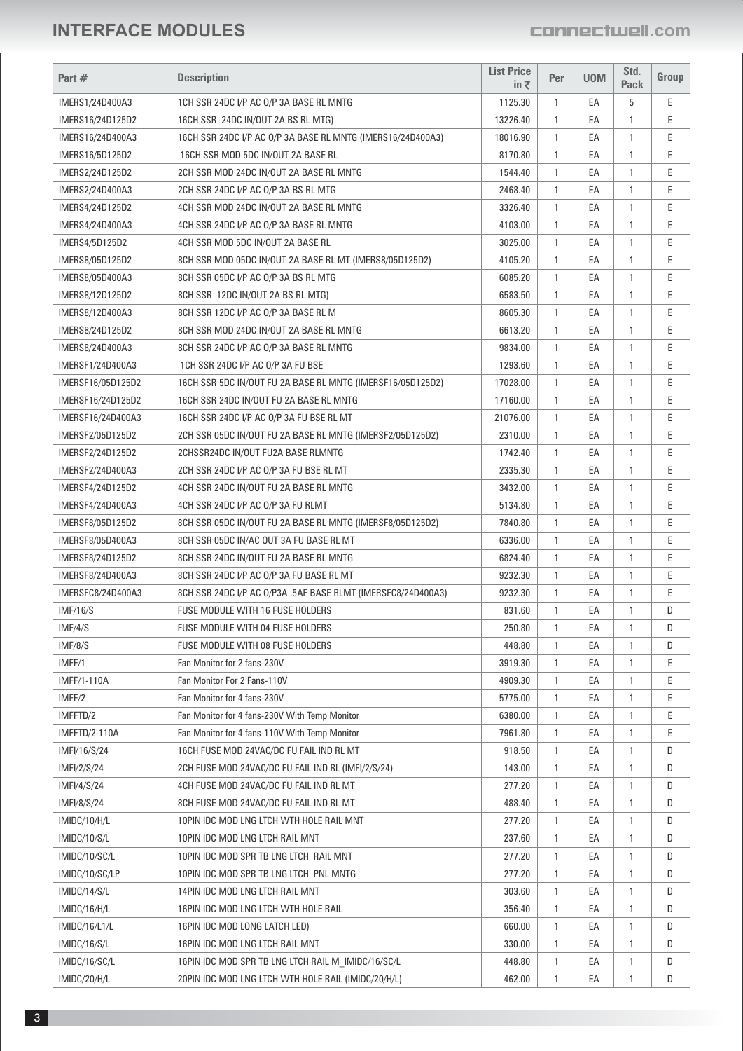# INTERFACE MODULES

| Part # | Description | List Price in ₹ | Per | UOM | Std. Pack | Group |
|---|---|---|---|---|---|---|
| IMERS1/24D400A3 | 1CH SSR 24DC I/P AC O/P 3A BASE RL MNTG | 1125.30 | 1 | EA | 5 | E |
| IMERS16/24D125D2 | 16CH SSR 24DC IN/OUT 2A BS RL MTG) | 13226.40 | 1 | EA | 1 | E |
| IMERS16/24D400A3 | 16CH SSR 24DC I/P AC O/P 3A BASE RL MNTG (IMERS16/24D400A3) | 18016.90 | 1 | EA | 1 | E |
| IMERS16/5D125D2 | 16CH SSR MOD 5DC IN/OUT 2A BASE RL | 8170.80 | 1 | EA | 1 | E |
| IMERS2/24D125D2 | 2CH SSR MOD 24DC IN/OUT 2A BASE RL MNTG | 1544.40 | 1 | EA | 1 | E |
| IMERS2/24D400A3 | 2CH SSR 24DC I/P AC O/P 3A BS RL MTG | 2468.40 | 1 | EA | 1 | E |
| IMERS4/24D125D2 | 4CH SSR MOD 24DC IN/OUT 2A BASE RL MNTG | 3326.40 | 1 | EA | 1 | E |
| IMERS4/24D400A3 | 4CH SSR 24DC I/P AC O/P 3A BASE RL MNTG | 4103.00 | 1 | EA | 1 | E |
| IMERS4/5D125D2 | 4CH SSR MOD 5DC IN/OUT 2A BASE RL | 3025.00 | 1 | EA | 1 | E |
| IMERS8/05D125D2 | 8CH SSR MOD 05DC IN/OUT 2A BASE RL MT (IMERS8/05D125D2) | 4105.20 | 1 | EA | 1 | E |
| IMERS8/05D400A3 | 8CH SSR 05DC I/P AC O/P 3A BS RL MTG | 6085.20 | 1 | EA | 1 | E |
| IMERS8/12D125D2 | 8CH SSR 12DC IN/OUT 2A BS RL MTG) | 6583.50 | 1 | EA | 1 | E |
| IMERS8/12D400A3 | 8CH SSR 12DC I/P AC O/P 3A BASE RL M | 8605.30 | 1 | EA | 1 | E |
| IMERS8/24D125D2 | 8CH SSR MOD 24DC IN/OUT 2A BASE RL MNTG | 6613.20 | 1 | EA | 1 | E |
| IMERS8/24D400A3 | 8CH SSR 24DC I/P AC O/P 3A BASE RL MNTG | 9834.00 | 1 | EA | 1 | E |
| IMERSF1/24D400A3 | 1CH SSR 24DC I/P AC O/P 3A FU BSE | 1293.60 | 1 | EA | 1 | E |
| IMERSF16/05D125D2 | 16CH SSR 5DC IN/OUT FU 2A BASE RL MNTG (IMERSF16/05D125D2) | 17028.00 | 1 | EA | 1 | E |
| IMERSF16/24D125D2 | 16CH SSR 24DC IN/OUT FU 2A BASE RL MNTG | 17160.00 | 1 | EA | 1 | E |
| IMERSF16/24D400A3 | 16CH SSR 24DC I/P AC O/P 3A FU BSE RL MT | 21076.00 | 1 | EA | 1 | E |
| IMERSF2/05D125D2 | 2CH SSR 05DC IN/OUT FU 2A BASE RL MNTG (IMERSF2/05D125D2) | 2310.00 | 1 | EA | 1 | E |
| IMERSF2/24D125D2 | 2CHSSR24DC IN/OUT FU2A BASE RLMNTG | 1742.40 | 1 | EA | 1 | E |
| IMERSF2/24D400A3 | 2CH SSR 24DC I/P AC O/P 3A FU BSE RL MT | 2335.30 | 1 | EA | 1 | E |
| IMERSF4/24D125D2 | 4CH SSR 24DC IN/OUT FU 2A BASE RL MNTG | 3432.00 | 1 | EA | 1 | E |
| IMERSF4/24D400A3 | 4CH SSR 24DC I/P AC O/P 3A FU RLMT | 5134.80 | 1 | EA | 1 | E |
| IMERSF8/05D125D2 | 8CH SSR 05DC IN/OUT FU 2A BASE RL MNTG (IMERSF8/05D125D2) | 7840.80 | 1 | EA | 1 | E |
| IMERSF8/05D400A3 | 8CH SSR 05DC IN/AC OUT 3A FU BASE RL MT | 6336.00 | 1 | EA | 1 | E |
| IMERSF8/24D125D2 | 8CH SSR 24DC IN/OUT FU 2A BASE RL MNTG | 6824.40 | 1 | EA | 1 | E |
| IMERSF8/24D400A3 | 8CH SSR 24DC I/P AC O/P 3A FU BASE RL MT | 9232.30 | 1 | EA | 1 | E |
| IMERSFC8/24D400A3 | 8CH SSR 24DC I/P AC O/P3A .5AF BASE RLMT (IMERSFC8/24D400A3) | 9232.30 | 1 | EA | 1 | E |
| IMF/16/S | FUSE MODULE WITH 16 FUSE HOLDERS | 831.60 | 1 | EA | 1 | D |
| IMF/4/S | FUSE MODULE WITH 04 FUSE HOLDERS | 250.80 | 1 | EA | 1 | D |
| IMF/8/S | FUSE MODULE WITH 08 FUSE HOLDERS | 448.80 | 1 | EA | 1 | D |
| IMFF/1 | Fan Monitor for 2 fans-230V | 3919.30 | 1 | EA | 1 | E |
| IMFF/1-110A | Fan Monitor For 2 Fans-110V | 4909.30 | 1 | EA | 1 | E |
| IMFF/2 | Fan Monitor for 4 fans-230V | 5775.00 | 1 | EA | 1 | E |
| IMFFTD/2 | Fan Monitor for 4 fans-230V With Temp Monitor | 6380.00 | 1 | EA | 1 | E |
| IMFFTD/2-110A | Fan Monitor for 4 fans-110V With Temp Monitor | 7961.80 | 1 | EA | 1 | E |
| IMFI/16/S/24 | 16CH FUSE MOD 24VAC/DC FU FAIL IND RL MT | 918.50 | 1 | EA | 1 | D |
| IMFI/2/S/24 | 2CH FUSE MOD 24VAC/DC FU FAIL IND RL (IMFI/2/S/24) | 143.00 | 1 | EA | 1 | D |
| IMFI/4/S/24 | 4CH FUSE MOD 24VAC/DC FU FAIL IND RL MT | 277.20 | 1 | EA | 1 | D |
| IMFI/8/S/24 | 8CH FUSE MOD 24VAC/DC FU FAIL IND RL MT | 488.40 | 1 | EA | 1 | D |
| IMIDC/10/H/L | 10PIN IDC MOD LNG LTCH WTH HOLE RAIL MNT | 277.20 | 1 | EA | 1 | D |
| IMIDC/10/S/L | 10PIN IDC MOD LNG LTCH RAIL MNT | 237.60 | 1 | EA | 1 | D |
| IMIDC/10/SC/L | 10PIN IDC MOD SPR TB LNG LTCH RAIL MNT | 277.20 | 1 | EA | 1 | D |
| IMIDC/10/SC/LP | 10PIN IDC MOD SPR TB LNG LTCH PNL MNTG | 277.20 | 1 | EA | 1 | D |
| IMIDC/14/S/L | 14PIN IDC MOD LNG LTCH RAIL MNT | 303.60 | 1 | EA | 1 | D |
| IMIDC/16/H/L | 16PIN IDC MOD LNG LTCH WTH HOLE RAIL | 356.40 | 1 | EA | 1 | D |
| IMIDC/16/L1/L | 16PIN IDC MOD LONG LATCH LED) | 660.00 | 1 | EA | 1 | D |
| IMIDC/16/S/L | 16PIN IDC MOD LNG LTCH RAIL MNT | 330.00 | 1 | EA | 1 | D |
| IMIDC/16/SC/L | 16PIN IDC MOD SPR TB LNG LTCH RAIL M_IMIDC/16/SC/L | 448.80 | 1 | EA | 1 | D |
| IMIDC/20/H/L | 20PIN IDC MOD LNG LTCH WTH HOLE RAIL (IMIDC/20/H/L) | 462.00 | 1 | EA | 1 | D |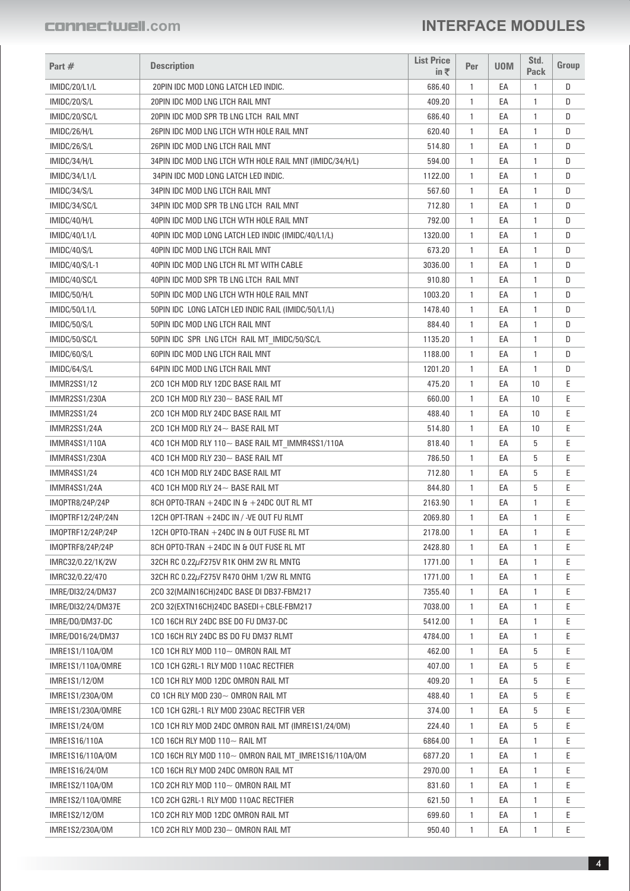# INTERFACE MODULES

| Part # | Description | List Price in ₹ | Per | UOM | Std. Pack | Group |
|---|---|---|---|---|---|---|
| IMIDC/20/L1/L | 20PIN IDC MOD LONG LATCH LED INDIC. | 686.40 | 1 | EA | 1 | D |
| IMIDC/20/S/L | 20PIN IDC MOD LNG LTCH RAIL MNT | 409.20 | 1 | EA | 1 | D |
| IMIDC/20/SC/L | 20PIN IDC MOD SPR TB LNG LTCH RAIL MNT | 686.40 | 1 | EA | 1 | D |
| IMIDC/26/H/L | 26PIN IDC MOD LNG LTCH WTH HOLE RAIL MNT | 620.40 | 1 | EA | 1 | D |
| IMIDC/26/S/L | 26PIN IDC MOD LNG LTCH RAIL MNT | 514.80 | 1 | EA | 1 | D |
| IMIDC/34/H/L | 34PIN IDC MOD LNG LTCH WTH HOLE RAIL MNT (IMIDC/34/H/L) | 594.00 | 1 | EA | 1 | D |
| IMIDC/34/L1/L | 34PIN IDC MOD LONG LATCH LED INDIC. | 1122.00 | 1 | EA | 1 | D |
| IMIDC/34/S/L | 34PIN IDC MOD LNG LTCH RAIL MNT | 567.60 | 1 | EA | 1 | D |
| IMIDC/34/SC/L | 34PIN IDC MOD SPR TB LNG LTCH RAIL MNT | 712.80 | 1 | EA | 1 | D |
| IMIDC/40/H/L | 40PIN IDC MOD LNG LTCH WTH HOLE RAIL MNT | 792.00 | 1 | EA | 1 | D |
| IMIDC/40/L1/L | 40PIN IDC MOD LONG LATCH LED INDIC (IMIDC/40/L1/L) | 1320.00 | 1 | EA | 1 | D |
| IMIDC/40/S/L | 40PIN IDC MOD LNG LTCH RAIL MNT | 673.20 | 1 | EA | 1 | D |
| IMIDC/40/S/L-1 | 40PIN IDC MOD LNG LTCH RL MT WITH CABLE | 3036.00 | 1 | EA | 1 | D |
| IMIDC/40/SC/L | 40PIN IDC MOD SPR TB LNG LTCH RAIL MNT | 910.80 | 1 | EA | 1 | D |
| IMIDC/50/H/L | 50PIN IDC MOD LNG LTCH WTH HOLE RAIL MNT | 1003.20 | 1 | EA | 1 | D |
| IMIDC/50/L1/L | 50PIN IDC LONG LATCH LED INDIC RAIL (IMIDC/50/L1/L) | 1478.40 | 1 | EA | 1 | D |
| IMIDC/50/S/L | 50PIN IDC MOD LNG LTCH RAIL MNT | 884.40 | 1 | EA | 1 | D |
| IMIDC/50/SC/L | 50PIN IDC SPR LNG LTCH RAIL MT_IMIDC/50/SC/L | 1135.20 | 1 | EA | 1 | D |
| IMIDC/60/S/L | 60PIN IDC MOD LNG LTCH RAIL MNT | 1188.00 | 1 | EA | 1 | D |
| IMIDC/64/S/L | 64PIN IDC MOD LNG LTCH RAIL MNT | 1201.20 | 1 | EA | 1 | D |
| IMMR2SS1/12 | 2CO 1CH MOD RLY 12DC BASE RAIL MT | 475.20 | 1 | EA | 10 | E |
| IMMR2SS1/230A | 2CO 1CH MOD RLY 230~ BASE RAIL MT | 660.00 | 1 | EA | 10 | E |
| IMMR2SS1/24 | 2CO 1CH MOD RLY 24DC BASE RAIL MT | 488.40 | 1 | EA | 10 | E |
| IMMR2SS1/24A | 2CO 1CH MOD RLY 24~ BASE RAIL MT | 514.80 | 1 | EA | 10 | E |
| IMMR4SS1/110A | 4CO 1CH MOD RLY 110~ BASE RAIL MT_IMMR4SS1/110A | 818.40 | 1 | EA | 5 | E |
| IMMR4SS1/230A | 4CO 1CH MOD RLY 230~ BASE RAIL MT | 786.50 | 1 | EA | 5 | E |
| IMMR4SS1/24 | 4CO 1CH MOD RLY 24DC BASE RAIL MT | 712.80 | 1 | EA | 5 | E |
| IMMR4SS1/24A | 4CO 1CH MOD RLY 24~ BASE RAIL MT | 844.80 | 1 | EA | 5 | E |
| IMOPTR8/24P/24P | 8CH OPTO-TRAN +24DC IN & +24DC OUT RL MT | 2163.90 | 1 | EA | 1 | E |
| IMOPTRF12/24P/24N | 12CH OPT-TRAN +24DC IN / -VE OUT FU RLMT | 2069.80 | 1 | EA | 1 | E |
| IMOPTRF12/24P/24P | 12CH OPTO-TRAN +24DC IN & OUT FUSE RL MT | 2178.00 | 1 | EA | 1 | E |
| IMOPTRF8/24P/24P | 8CH OPTO-TRAN +24DC IN & OUT FUSE RL MT | 2428.80 | 1 | EA | 1 | E |
| IMRC32/0.22/1K/2W | 32CH RC 0.22μF275V R1K OHM 2W RL MNTG | 1771.00 | 1 | EA | 1 | E |
| IMRC32/0.22/470 | 32CH RC 0.22μF275V R470 OHM 1/2W RL MNTG | 1771.00 | 1 | EA | 1 | E |
| IMRE/DI32/24/DM37 | 2CO 32(MAIN16CH)24DC BASE DI DB37-FBM217 | 7355.40 | 1 | EA | 1 | E |
| IMRE/DI32/24/DM37E | 2CO 32(EXTN16CH)24DC BASEDI+CBLE-FBM217 | 7038.00 | 1 | EA | 1 | E |
| IMRE/DO/DM37-DC | 1CO 16CH RLY 24DC BSE DO FU DM37-DC | 5412.00 | 1 | EA | 1 | E |
| IMRE/DO16/24/DM37 | 1CO 16CH RLY 24DC BS DO FU DM37 RLMT | 4784.00 | 1 | EA | 1 | E |
| IMRE1S1/110A/OM | 1CO 1CH RLY MOD 110~ OMRON RAIL MT | 462.00 | 1 | EA | 5 | E |
| IMRE1S1/110A/OMRE | 1CO 1CH G2RL-1 RLY MOD 110AC RECTFIER | 407.00 | 1 | EA | 5 | E |
| IMRE1S1/12/OM | 1CO 1CH RLY MOD 12DC OMRON RAIL MT | 409.20 | 1 | EA | 5 | E |
| IMRE1S1/230A/OM | CO 1CH RLY MOD 230~ OMRON RAIL MT | 488.40 | 1 | EA | 5 | E |
| IMRE1S1/230A/OMRE | 1CO 1CH G2RL-1 RLY MOD 230AC RECTFIR VER | 374.00 | 1 | EA | 5 | E |
| IMRE1S1/24/OM | 1CO 1CH RLY MOD 24DC OMRON RAIL MT (IMRE1S1/24/OM) | 224.40 | 1 | EA | 5 | E |
| IMRE1S16/110A | 1CO 16CH RLY MOD 110~ RAIL MT | 6864.00 | 1 | EA | 1 | E |
| IMRE1S16/110A/OM | 1CO 16CH RLY MOD 110~ OMRON RAIL MT_IMRE1S16/110A/OM | 6877.20 | 1 | EA | 1 | E |
| IMRE1S16/24/OM | 1CO 16CH RLY MOD 24DC OMRON RAIL MT | 2970.00 | 1 | EA | 1 | E |
| IMRE1S2/110A/OM | 1CO 2CH RLY MOD 110~ OMRON RAIL MT | 831.60 | 1 | EA | 1 | E |
| IMRE1S2/110A/OMRE | 1CO 2CH G2RL-1 RLY MOD 110AC RECTFIER | 621.50 | 1 | EA | 1 | E |
| IMRE1S2/12/OM | 1CO 2CH RLY MOD 12DC OMRON RAIL MT | 699.60 | 1 | EA | 1 | E |
| IMRE1S2/230A/OM | 1CO 2CH RLY MOD 230~ OMRON RAIL MT | 950.40 | 1 | EA | 1 | E |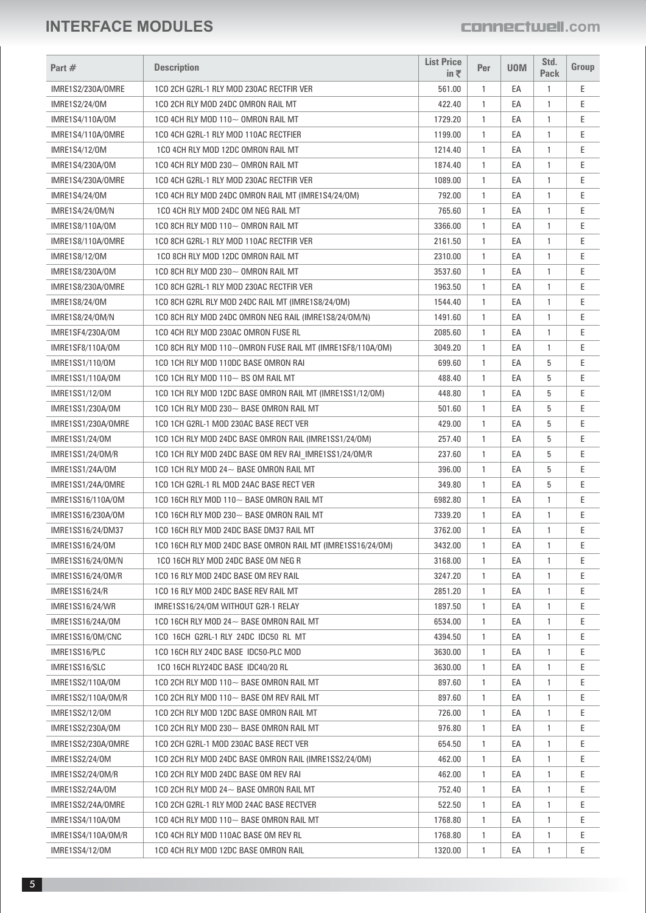# INTERFACE MODULES

| Part # | Description | List Price in ₹ | Per | UOM | Std. Pack | Group |
|---|---|---|---|---|---|---|
| IMRE1S2/230A/OMRE | 1CO 2CH G2RL-1 RLY MOD 230AC RECTFIR VER | 561.00 | 1 | EA | 1 | E |
| IMRE1S2/24/OM | 1CO 2CH RLY MOD 24DC OMRON RAIL MT | 422.40 | 1 | EA | 1 | E |
| IMRE1S4/110A/OM | 1CO 4CH RLY MOD 110~ OMRON RAIL MT | 1729.20 | 1 | EA | 1 | E |
| IMRE1S4/110A/OMRE | 1CO 4CH G2RL-1 RLY MOD 110AC RECTFIER | 1199.00 | 1 | EA | 1 | E |
| IMRE1S4/12/OM | 1CO 4CH RLY MOD 12DC OMRON RAIL MT | 1214.40 | 1 | EA | 1 | E |
| IMRE1S4/230A/OM | 1CO 4CH RLY MOD 230~ OMRON RAIL MT | 1874.40 | 1 | EA | 1 | E |
| IMRE1S4/230A/OMRE | 1CO 4CH G2RL-1 RLY MOD 230AC RECTFIR VER | 1089.00 | 1 | EA | 1 | E |
| IMRE1S4/24/OM | 1CO 4CH RLY MOD 24DC OMRON RAIL MT (IMRE1S4/24/OM) | 792.00 | 1 | EA | 1 | E |
| IMRE1S4/24/OM/N | 1CO 4CH RLY MOD 24DC OM NEG RAIL MT | 765.60 | 1 | EA | 1 | E |
| IMRE1S8/110A/OM | 1CO 8CH RLY MOD 110~ OMRON RAIL MT | 3366.00 | 1 | EA | 1 | E |
| IMRE1S8/110A/OMRE | 1CO 8CH G2RL-1 RLY MOD 110AC RECTFIR VER | 2161.50 | 1 | EA | 1 | E |
| IMRE1S8/12/OM | 1CO 8CH RLY MOD 12DC OMRON RAIL MT | 2310.00 | 1 | EA | 1 | E |
| IMRE1S8/230A/OM | 1CO 8CH RLY MOD 230~ OMRON RAIL MT | 3537.60 | 1 | EA | 1 | E |
| IMRE1S8/230A/OMRE | 1CO 8CH G2RL-1 RLY MOD 230AC RECTFIR VER | 1963.50 | 1 | EA | 1 | E |
| IMRE1S8/24/OM | 1CO 8CH G2RL RLY MOD 24DC RAIL MT (IMRE1S8/24/OM) | 1544.40 | 1 | EA | 1 | E |
| IMRE1S8/24/OM/N | 1CO 8CH RLY MOD 24DC OMRON NEG RAIL (IMRE1S8/24/OM/N) | 1491.60 | 1 | EA | 1 | E |
| IMRE1SF4/230A/OM | 1CO 4CH RLY MOD 230AC OMRON FUSE RL | 2085.60 | 1 | EA | 1 | E |
| IMRE1SF8/110A/OM | 1CO 8CH RLY MOD 110~OMRON FUSE RAIL MT (IMRE1SF8/110A/OM) | 3049.20 | 1 | EA | 1 | E |
| IMRE1SS1/110/OM | 1CO 1CH RLY MOD 110DC BASE OMRON RAI | 699.60 | 1 | EA | 5 | E |
| IMRE1SS1/110A/OM | 1CO 1CH RLY MOD 110~ BS OM RAIL MT | 488.40 | 1 | EA | 5 | E |
| IMRE1SS1/12/OM | 1CO 1CH RLY MOD 12DC BASE OMRON RAIL MT (IMRE1SS1/12/OM) | 448.80 | 1 | EA | 5 | E |
| IMRE1SS1/230A/OM | 1CO 1CH RLY MOD 230~ BASE OMRON RAIL MT | 501.60 | 1 | EA | 5 | E |
| IMRE1SS1/230A/OMRE | 1CO 1CH G2RL-1 MOD 230AC BASE RECT VER | 429.00 | 1 | EA | 5 | E |
| IMRE1SS1/24/OM | 1CO 1CH RLY MOD 24DC BASE OMRON RAIL (IMRE1SS1/24/OM) | 257.40 | 1 | EA | 5 | E |
| IMRE1SS1/24/OM/R | 1CO 1CH RLY MOD 24DC BASE OM REV RAI_IMRE1SS1/24/OM/R | 237.60 | 1 | EA | 5 | E |
| IMRE1SS1/24A/OM | 1CO 1CH RLY MOD 24~ BASE OMRON RAIL MT | 396.00 | 1 | EA | 5 | E |
| IMRE1SS1/24A/OMRE | 1CO 1CH G2RL-1 RL MOD 24AC BASE RECT VER | 349.80 | 1 | EA | 5 | E |
| IMRE1SS16/110A/OM | 1CO 16CH RLY MOD 110~ BASE OMRON RAIL MT | 6982.80 | 1 | EA | 1 | E |
| IMRE1SS16/230A/OM | 1CO 16CH RLY MOD 230~ BASE OMRON RAIL MT | 7339.20 | 1 | EA | 1 | E |
| IMRE1SS16/24/DM37 | 1CO 16CH RLY MOD 24DC BASE DM37 RAIL MT | 3762.00 | 1 | EA | 1 | E |
| IMRE1SS16/24/OM | 1CO 16CH RLY MOD 24DC BASE OMRON RAIL MT (IMRE1SS16/24/OM) | 3432.00 | 1 | EA | 1 | E |
| IMRE1SS16/24/OM/N | 1CO 16CH RLY MOD 24DC BASE OM NEG R | 3168.00 | 1 | EA | 1 | E |
| IMRE1SS16/24/OM/R | 1CO 16 RLY MOD 24DC BASE OM REV RAIL | 3247.20 | 1 | EA | 1 | E |
| IMRE1SS16/24/R | 1CO 16 RLY MOD 24DC BASE REV RAIL MT | 2851.20 | 1 | EA | 1 | E |
| IMRE1SS16/24/WR | IMRE1SS16/24/OM WITHOUT G2R-1 RELAY | 1897.50 | 1 | EA | 1 | E |
| IMRE1SS16/24A/OM | 1CO 16CH RLY MOD 24~ BASE OMRON RAIL MT | 6534.00 | 1 | EA | 1 | E |
| IMRE1SS16/OM/CNC | 1CO 16CH G2RL-1 RLY 24DC IDC50 RL MT | 4394.50 | 1 | EA | 1 | E |
| IMRE1SS16/PLC | 1CO 16CH RLY 24DC BASE IDC50-PLC MOD | 3630.00 | 1 | EA | 1 | E |
| IMRE1SS16/SLC | 1CO 16CH RLY24DC BASE IDC40/20 RL | 3630.00 | 1 | EA | 1 | E |
| IMRE1SS2/110A/OM | 1CO 2CH RLY MOD 110~ BASE OMRON RAIL MT | 897.60 | 1 | EA | 1 | E |
| IMRE1SS2/110A/OM/R | 1CO 2CH RLY MOD 110~ BASE OM REV RAIL MT | 897.60 | 1 | EA | 1 | E |
| IMRE1SS2/12/OM | 1CO 2CH RLY MOD 12DC BASE OMRON RAIL MT | 726.00 | 1 | EA | 1 | E |
| IMRE1SS2/230A/OM | 1CO 2CH RLY MOD 230~ BASE OMRON RAIL MT | 976.80 | 1 | EA | 1 | E |
| IMRE1SS2/230A/OMRE | 1CO 2CH G2RL-1 MOD 230AC BASE RECT VER | 654.50 | 1 | EA | 1 | E |
| IMRE1SS2/24/OM | 1CO 2CH RLY MOD 24DC BASE OMRON RAIL (IMRE1SS2/24/OM) | 462.00 | 1 | EA | 1 | E |
| IMRE1SS2/24/OM/R | 1CO 2CH RLY MOD 24DC BASE OM REV RAI | 462.00 | 1 | EA | 1 | E |
| IMRE1SS2/24A/OM | 1CO 2CH RLY MOD 24~ BASE OMRON RAIL MT | 752.40 | 1 | EA | 1 | E |
| IMRE1SS2/24A/OMRE | 1CO 2CH G2RL-1 RLY MOD 24AC BASE RECTVER | 522.50 | 1 | EA | 1 | E |
| IMRE1SS4/110A/OM | 1CO 4CH RLY MOD 110~ BASE OMRON RAIL MT | 1768.80 | 1 | EA | 1 | E |
| IMRE1SS4/110A/OM/R | 1CO 4CH RLY MOD 110AC BASE OM REV RL | 1768.80 | 1 | EA | 1 | E |
| IMRE1SS4/12/OM | 1CO 4CH RLY MOD 12DC BASE OMRON RAIL | 1320.00 | 1 | EA | 1 | E |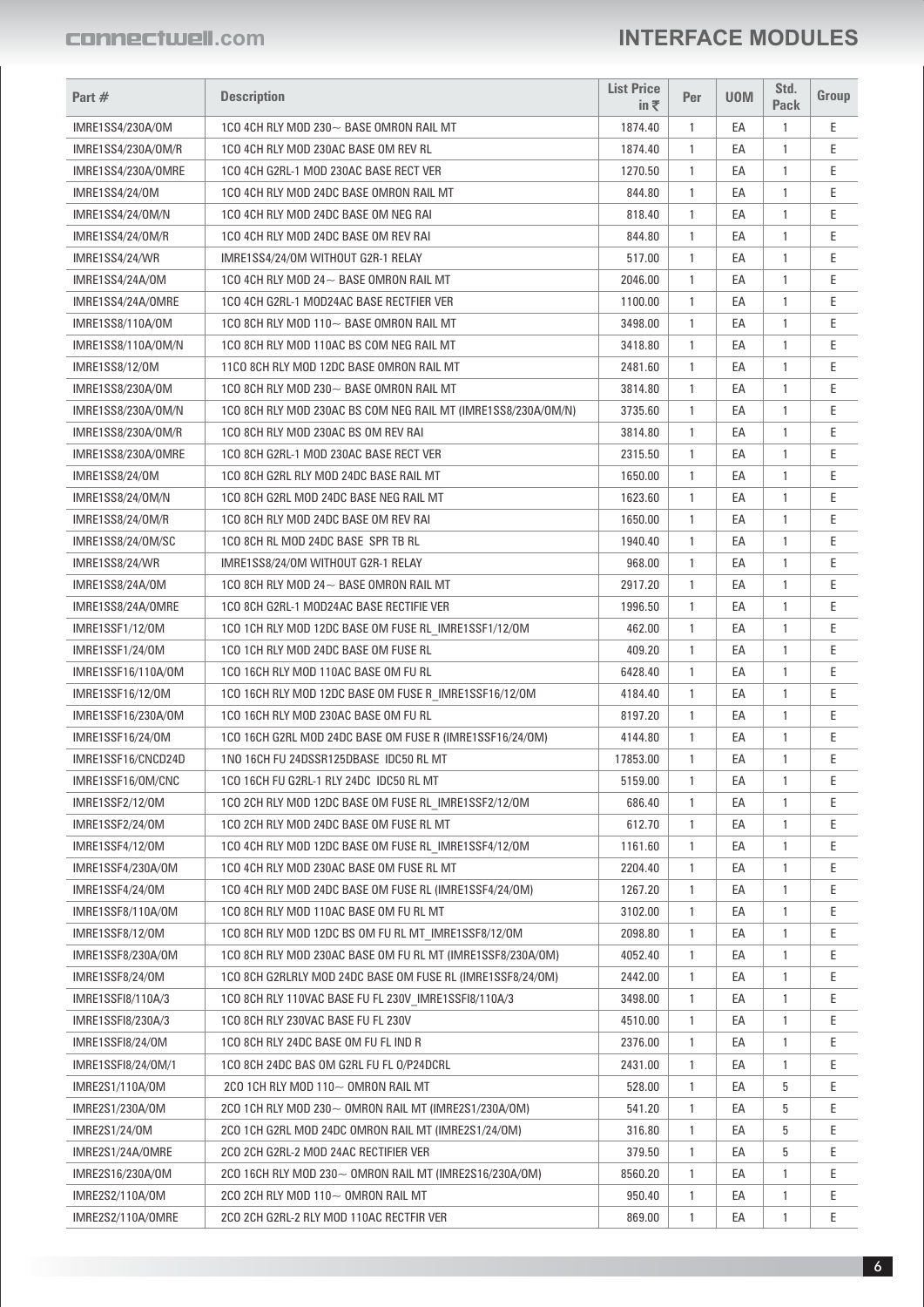# INTERFACE MODULES

| Part # | Description | List Price in ₹ | Per | UOM | Std. Pack | Group |
|---|---|---|---|---|---|---|
| IMRE1SS4/230A/OM | 1CO 4CH RLY MOD 230~ BASE OMRON RAIL MT | 1874.40 | 1 | EA | 1 | E |
| IMRE1SS4/230A/OM/R | 1CO 4CH RLY MOD 230AC BASE OM REV RL | 1874.40 | 1 | EA | 1 | E |
| IMRE1SS4/230A/OMRE | 1CO 4CH G2RL-1 MOD 230AC BASE RECT VER | 1270.50 | 1 | EA | 1 | E |
| IMRE1SS4/24/OM | 1CO 4CH RLY MOD 24DC BASE OMRON RAIL MT | 844.80 | 1 | EA | 1 | E |
| IMRE1SS4/24/OM/N | 1CO 4CH RLY MOD 24DC BASE OM NEG RAI | 818.40 | 1 | EA | 1 | E |
| IMRE1SS4/24/OM/R | 1CO 4CH RLY MOD 24DC BASE OM REV RAI | 844.80 | 1 | EA | 1 | E |
| IMRE1SS4/24/WR | IMRE1SS4/24/OM WITHOUT G2R-1 RELAY | 517.00 | 1 | EA | 1 | E |
| IMRE1SS4/24A/OM | 1CO 4CH RLY MOD 24~ BASE OMRON RAIL MT | 2046.00 | 1 | EA | 1 | E |
| IMRE1SS4/24A/OMRE | 1CO 4CH G2RL-1 MOD24AC BASE RECTFIER VER | 1100.00 | 1 | EA | 1 | E |
| IMRE1SS8/110A/OM | 1CO 8CH RLY MOD 110~ BASE OMRON RAIL MT | 3498.00 | 1 | EA | 1 | E |
| IMRE1SS8/110A/OM/N | 1CO 8CH RLY MOD 110AC BS COM NEG RAIL MT | 3418.80 | 1 | EA | 1 | E |
| IMRE1SS8/12/OM | 11CO 8CH RLY MOD 12DC BASE OMRON RAIL MT | 2481.60 | 1 | EA | 1 | E |
| IMRE1SS8/230A/OM | 1CO 8CH RLY MOD 230~ BASE OMRON RAIL MT | 3814.80 | 1 | EA | 1 | E |
| IMRE1SS8/230A/OM/N | 1CO 8CH RLY MOD 230AC BS COM NEG RAIL MT (IMRE1SS8/230A/OM/N) | 3735.60 | 1 | EA | 1 | E |
| IMRE1SS8/230A/OM/R | 1CO 8CH RLY MOD 230AC BS OM REV RAI | 3814.80 | 1 | EA | 1 | E |
| IMRE1SS8/230A/OMRE | 1CO 8CH G2RL-1 MOD 230AC BASE RECT VER | 2315.50 | 1 | EA | 1 | E |
| IMRE1SS8/24/OM | 1CO 8CH G2RL RLY MOD 24DC BASE RAIL MT | 1650.00 | 1 | EA | 1 | E |
| IMRE1SS8/24/OM/N | 1CO 8CH G2RL MOD 24DC BASE NEG RAIL MT | 1623.60 | 1 | EA | 1 | E |
| IMRE1SS8/24/OM/R | 1CO 8CH RLY MOD 24DC BASE OM REV RAI | 1650.00 | 1 | EA | 1 | E |
| IMRE1SS8/24/OM/SC | 1CO 8CH RL MOD 24DC BASE SPR TB RL | 1940.40 | 1 | EA | 1 | E |
| IMRE1SS8/24/WR | IMRE1SS8/24/OM WITHOUT G2R-1 RELAY | 968.00 | 1 | EA | 1 | E |
| IMRE1SS8/24A/OM | 1CO 8CH RLY MOD 24~ BASE OMRON RAIL MT | 2917.20 | 1 | EA | 1 | E |
| IMRE1SS8/24A/OMRE | 1CO 8CH G2RL-1 MOD24AC BASE RECTIFIE VER | 1996.50 | 1 | EA | 1 | E |
| IMRE1SSF1/12/OM | 1CO 1CH RLY MOD 12DC BASE OM FUSE RL_IMRE1SSF1/12/OM | 462.00 | 1 | EA | 1 | E |
| IMRE1SSF1/24/OM | 1CO 1CH RLY MOD 24DC BASE OM FUSE RL | 409.20 | 1 | EA | 1 | E |
| IMRE1SSF16/110A/OM | 1CO 16CH RLY MOD 110AC BASE OM FU RL | 6428.40 | 1 | EA | 1 | E |
| IMRE1SSF16/12/OM | 1CO 16CH RLY MOD 12DC BASE OM FUSE R_IMRE1SSF16/12/OM | 4184.40 | 1 | EA | 1 | E |
| IMRE1SSF16/230A/OM | 1CO 16CH RLY MOD 230AC BASE OM FU RL | 8197.20 | 1 | EA | 1 | E |
| IMRE1SSF16/24/OM | 1CO 16CH G2RL MOD 24DC BASE OM FUSE R (IMRE1SSF16/24/OM) | 4144.80 | 1 | EA | 1 | E |
| IMRE1SSF16/CNCD24D | 1NO 16CH FU 24DSSR125DBASE IDC50 RL MT | 17853.00 | 1 | EA | 1 | E |
| IMRE1SSF16/OM/CNC | 1CO 16CH FU G2RL-1 RLY 24DC IDC50 RL MT | 5159.00 | 1 | EA | 1 | E |
| IMRE1SSF2/12/OM | 1CO 2CH RLY MOD 12DC BASE OM FUSE RL_IMRE1SSF2/12/OM | 686.40 | 1 | EA | 1 | E |
| IMRE1SSF2/24/OM | 1CO 2CH RLY MOD 24DC BASE OM FUSE RL MT | 612.70 | 1 | EA | 1 | E |
| IMRE1SSF4/12/OM | 1CO 4CH RLY MOD 12DC BASE OM FUSE RL_IMRE1SSF4/12/OM | 1161.60 | 1 | EA | 1 | E |
| IMRE1SSF4/230A/OM | 1CO 4CH RLY MOD 230AC BASE OM FUSE RL MT | 2204.40 | 1 | EA | 1 | E |
| IMRE1SSF4/24/OM | 1CO 4CH RLY MOD 24DC BASE OM FUSE RL (IMRE1SSF4/24/OM) | 1267.20 | 1 | EA | 1 | E |
| IMRE1SSF8/110A/OM | 1CO 8CH RLY MOD 110AC BASE OM FU RL MT | 3102.00 | 1 | EA | 1 | E |
| IMRE1SSF8/12/OM | 1CO 8CH RLY MOD 12DC BS OM FU RL MT_IMRE1SSF8/12/OM | 2098.80 | 1 | EA | 1 | E |
| IMRE1SSF8/230A/OM | 1CO 8CH RLY MOD 230AC BASE OM FU RL MT (IMRE1SSF8/230A/OM) | 4052.40 | 1 | EA | 1 | E |
| IMRE1SSF8/24/OM | 1CO 8CH G2RLRLY MOD 24DC BASE OM FUSE RL (IMRE1SSF8/24/OM) | 2442.00 | 1 | EA | 1 | E |
| IMRE1SSFI8/110A/3 | 1CO 8CH RLY 110VAC BASE FU FL 230V_IMRE1SSFI8/110A/3 | 3498.00 | 1 | EA | 1 | E |
| IMRE1SSFI8/230A/3 | 1CO 8CH RLY 230VAC BASE FU FL 230V | 4510.00 | 1 | EA | 1 | E |
| IMRE1SSFI8/24/OM | 1CO 8CH RLY 24DC BASE OM FU FL IND R | 2376.00 | 1 | EA | 1 | E |
| IMRE1SSFI8/24/OM/1 | 1CO 8CH 24DC BAS OM G2RL FU FL O/P24DCRL | 2431.00 | 1 | EA | 1 | E |
| IMRE2S1/110A/OM | 2CO 1CH RLY MOD 110~ OMRON RAIL MT | 528.00 | 1 | EA | 5 | E |
| IMRE2S1/230A/OM | 2CO 1CH RLY MOD 230~ OMRON RAIL MT (IMRE2S1/230A/OM) | 541.20 | 1 | EA | 5 | E |
| IMRE2S1/24/OM | 2CO 1CH G2RL MOD 24DC OMRON RAIL MT (IMRE2S1/24/OM) | 316.80 | 1 | EA | 5 | E |
| IMRE2S1/24A/OMRE | 2CO 2CH G2RL-2 MOD 24AC RECTIFIER VER | 379.50 | 1 | EA | 5 | E |
| IMRE2S16/230A/OM | 2CO 16CH RLY MOD 230~ OMRON RAIL MT (IMRE2S16/230A/OM) | 8560.20 | 1 | EA | 1 | E |
| IMRE2S2/110A/OM | 2CO 2CH RLY MOD 110~ OMRON RAIL MT | 950.40 | 1 | EA | 1 | E |
| IMRE2S2/110A/OMRE | 2CO 2CH G2RL-2 RLY MOD 110AC RECTFIR VER | 869.00 | 1 | EA | 1 | E |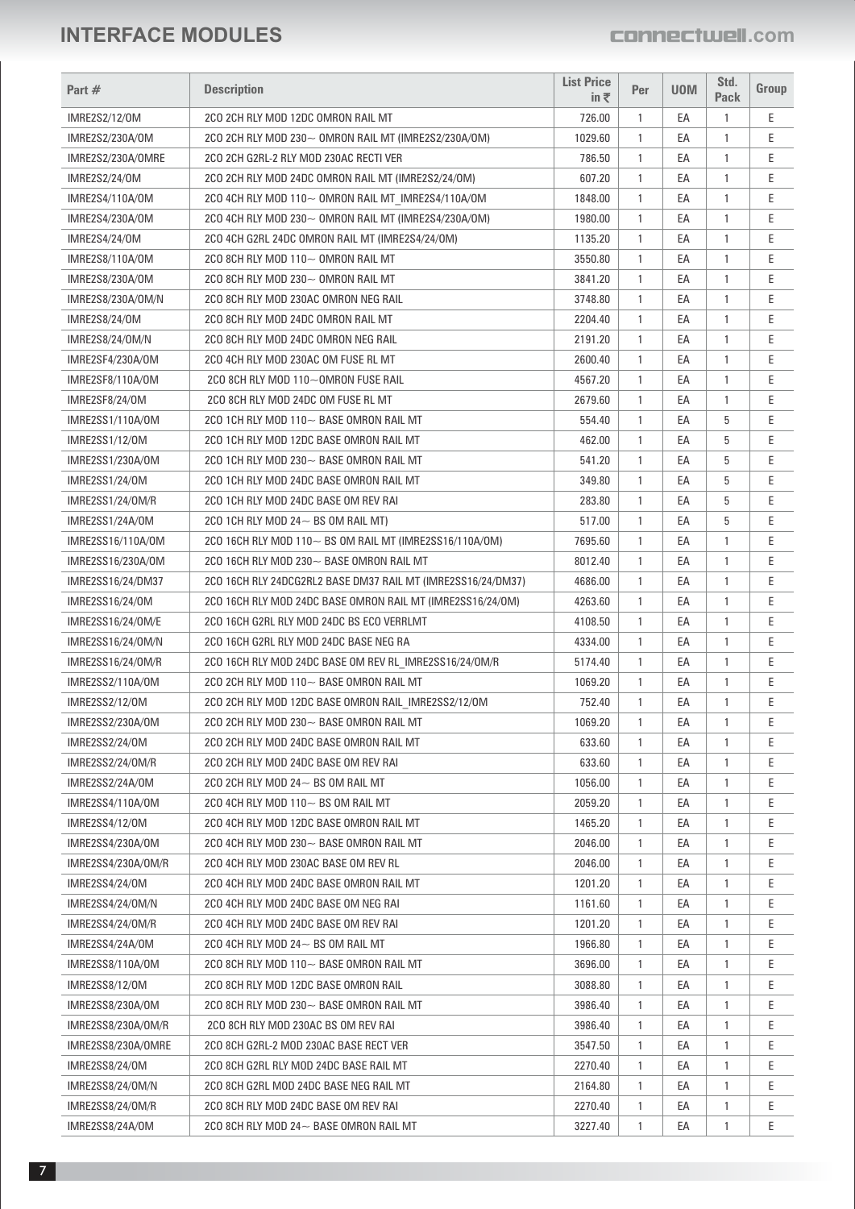# INTERFACE MODULES

connectwell.com

| Part # | Description | List Price in ₹ | Per | UOM | Std. Pack | Group |
|---|---|---|---|---|---|---|
| IMRE2S2/12/OM | 2CO 2CH RLY MOD 12DC OMRON RAIL MT | 726.00 | 1 | EA | 1 | E |
| IMRE2S2/230A/OM | 2CO 2CH RLY MOD 230~ OMRON RAIL MT (IMRE2S2/230A/OM) | 1029.60 | 1 | EA | 1 | E |
| IMRE2S2/230A/OMRE | 2CO 2CH G2RL-2 RLY MOD 230AC RECTI VER | 786.50 | 1 | EA | 1 | E |
| IMRE2S2/24/OM | 2CO 2CH RLY MOD 24DC OMRON RAIL MT (IMRE2S2/24/OM) | 607.20 | 1 | EA | 1 | E |
| IMRE2S4/110A/OM | 2CO 4CH RLY MOD 110~ OMRON RAIL MT_IMRE2S4/110A/OM | 1848.00 | 1 | EA | 1 | E |
| IMRE2S4/230A/OM | 2CO 4CH RLY MOD 230~ OMRON RAIL MT (IMRE2S4/230A/OM) | 1980.00 | 1 | EA | 1 | E |
| IMRE2S4/24/OM | 2CO 4CH G2RL 24DC OMRON RAIL MT (IMRE2S4/24/OM) | 1135.20 | 1 | EA | 1 | E |
| IMRE2S8/110A/OM | 2CO 8CH RLY MOD 110~ OMRON RAIL MT | 3550.80 | 1 | EA | 1 | E |
| IMRE2S8/230A/OM | 2CO 8CH RLY MOD 230~ OMRON RAIL MT | 3841.20 | 1 | EA | 1 | E |
| IMRE2S8/230A/OM/N | 2CO 8CH RLY MOD 230AC OMRON NEG RAIL | 3748.80 | 1 | EA | 1 | E |
| IMRE2S8/24/OM | 2CO 8CH RLY MOD 24DC OMRON RAIL MT | 2204.40 | 1 | EA | 1 | E |
| IMRE2S8/24/OM/N | 2CO 8CH RLY MOD 24DC OMRON NEG RAIL | 2191.20 | 1 | EA | 1 | E |
| IMRE2SF4/230A/OM | 2CO 4CH RLY MOD 230AC OM FUSE RL MT | 2600.40 | 1 | EA | 1 | E |
| IMRE2SF8/110A/OM | 2CO 8CH RLY MOD 110~OMRON FUSE RAIL | 4567.20 | 1 | EA | 1 | E |
| IMRE2SF8/24/OM | 2CO 8CH RLY MOD 24DC OM FUSE RL MT | 2679.60 | 1 | EA | 1 | E |
| IMRE2SS1/110A/OM | 2CO 1CH RLY MOD 110~ BASE OMRON RAIL MT | 554.40 | 1 | EA | 5 | E |
| IMRE2SS1/12/OM | 2CO 1CH RLY MOD 12DC BASE OMRON RAIL MT | 462.00 | 1 | EA | 5 | E |
| IMRE2SS1/230A/OM | 2CO 1CH RLY MOD 230~ BASE OMRON RAIL MT | 541.20 | 1 | EA | 5 | E |
| IMRE2SS1/24/OM | 2CO 1CH RLY MOD 24DC BASE OMRON RAIL MT | 349.80 | 1 | EA | 5 | E |
| IMRE2SS1/24/OM/R | 2CO 1CH RLY MOD 24DC BASE OM REV RAI | 283.80 | 1 | EA | 5 | E |
| IMRE2SS1/24A/OM | 2CO 1CH RLY MOD 24~ BS OM RAIL MT) | 517.00 | 1 | EA | 5 | E |
| IMRE2SS16/110A/OM | 2CO 16CH RLY MOD 110~ BS OM RAIL MT (IMRE2SS16/110A/OM) | 7695.60 | 1 | EA | 1 | E |
| IMRE2SS16/230A/OM | 2CO 16CH RLY MOD 230~ BASE OMRON RAIL MT | 8012.40 | 1 | EA | 1 | E |
| IMRE2SS16/24/DM37 | 2CO 16CH RLY 24DCG2RL2 BASE DM37 RAIL MT (IMRE2SS16/24/DM37) | 4686.00 | 1 | EA | 1 | E |
| IMRE2SS16/24/OM | 2CO 16CH RLY MOD 24DC BASE OMRON RAIL MT (IMRE2SS16/24/OM) | 4263.60 | 1 | EA | 1 | E |
| IMRE2SS16/24/OM/E | 2CO 16CH G2RL RLY MOD 24DC BS ECO VERRLMT | 4108.50 | 1 | EA | 1 | E |
| IMRE2SS16/24/OM/N | 2CO 16CH G2RL RLY MOD 24DC BASE NEG RA | 4334.00 | 1 | EA | 1 | E |
| IMRE2SS16/24/OM/R | 2CO 16CH RLY MOD 24DC BASE OM REV RL_IMRE2SS16/24/OM/R | 5174.40 | 1 | EA | 1 | E |
| IMRE2SS2/110A/OM | 2CO 2CH RLY MOD 110~ BASE OMRON RAIL MT | 1069.20 | 1 | EA | 1 | E |
| IMRE2SS2/12/OM | 2CO 2CH RLY MOD 12DC BASE OMRON RAIL_IMRE2SS2/12/OM | 752.40 | 1 | EA | 1 | E |
| IMRE2SS2/230A/OM | 2CO 2CH RLY MOD 230~ BASE OMRON RAIL MT | 1069.20 | 1 | EA | 1 | E |
| IMRE2SS2/24/OM | 2CO 2CH RLY MOD 24DC BASE OMRON RAIL MT | 633.60 | 1 | EA | 1 | E |
| IMRE2SS2/24/OM/R | 2CO 2CH RLY MOD 24DC BASE OM REV RAI | 633.60 | 1 | EA | 1 | E |
| IMRE2SS2/24A/OM | 2CO 2CH RLY MOD 24~ BS OM RAIL MT | 1056.00 | 1 | EA | 1 | E |
| IMRE2SS4/110A/OM | 2CO 4CH RLY MOD 110~ BS OM RAIL MT | 2059.20 | 1 | EA | 1 | E |
| IMRE2SS4/12/OM | 2CO 4CH RLY MOD 12DC BASE OMRON RAIL MT | 1465.20 | 1 | EA | 1 | E |
| IMRE2SS4/230A/OM | 2CO 4CH RLY MOD 230~ BASE OMRON RAIL MT | 2046.00 | 1 | EA | 1 | E |
| IMRE2SS4/230A/OM/R | 2CO 4CH RLY MOD 230AC BASE OM REV RL | 2046.00 | 1 | EA | 1 | E |
| IMRE2SS4/24/OM | 2CO 4CH RLY MOD 24DC BASE OMRON RAIL MT | 1201.20 | 1 | EA | 1 | E |
| IMRE2SS4/24/OM/N | 2CO 4CH RLY MOD 24DC BASE OM NEG RAI | 1161.60 | 1 | EA | 1 | E |
| IMRE2SS4/24/OM/R | 2CO 4CH RLY MOD 24DC BASE OM REV RAI | 1201.20 | 1 | EA | 1 | E |
| IMRE2SS4/24A/OM | 2CO 4CH RLY MOD 24~ BS OM RAIL MT | 1966.80 | 1 | EA | 1 | E |
| IMRE2SS8/110A/OM | 2CO 8CH RLY MOD 110~ BASE OMRON RAIL MT | 3696.00 | 1 | EA | 1 | E |
| IMRE2SS8/12/OM | 2CO 8CH RLY MOD 12DC BASE OMRON RAIL | 3088.80 | 1 | EA | 1 | E |
| IMRE2SS8/230A/OM | 2CO 8CH RLY MOD 230~ BASE OMRON RAIL MT | 3986.40 | 1 | EA | 1 | E |
| IMRE2SS8/230A/OM/R | 2CO 8CH RLY MOD 230AC BS OM REV RAI | 3986.40 | 1 | EA | 1 | E |
| IMRE2SS8/230A/OMRE | 2CO 8CH G2RL-2 MOD 230AC BASE RECT VER | 3547.50 | 1 | EA | 1 | E |
| IMRE2SS8/24/OM | 2CO 8CH G2RL RLY MOD 24DC BASE RAIL MT | 2270.40 | 1 | EA | 1 | E |
| IMRE2SS8/24/OM/N | 2CO 8CH G2RL MOD 24DC BASE NEG RAIL MT | 2164.80 | 1 | EA | 1 | E |
| IMRE2SS8/24/OM/R | 2CO 8CH RLY MOD 24DC BASE OM REV RAI | 2270.40 | 1 | EA | 1 | E |
| IMRE2SS8/24A/OM | 2CO 8CH RLY MOD 24~ BASE OMRON RAIL MT | 3227.40 | 1 | EA | 1 | E |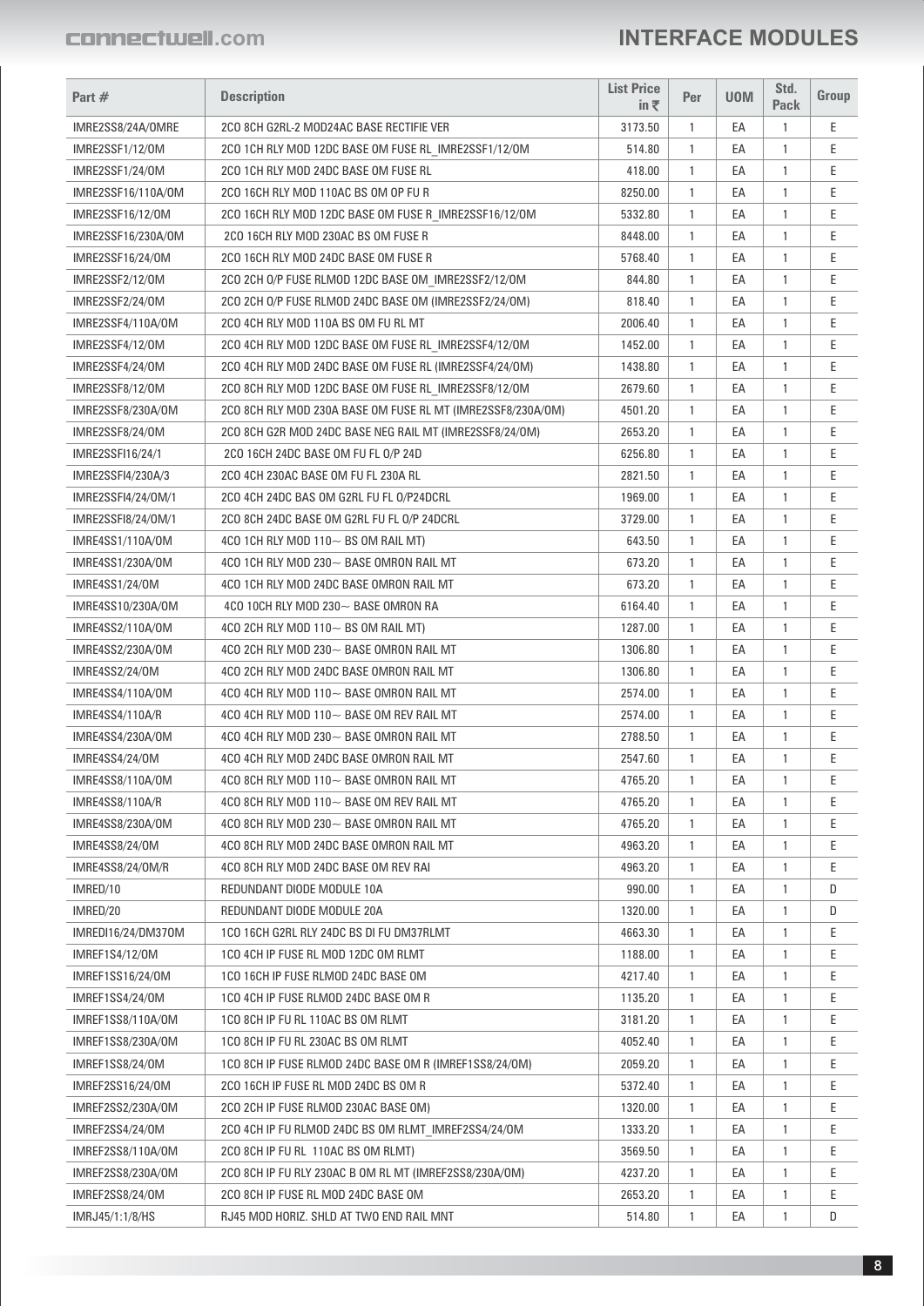# INTERFACE MODULES

| Part # | Description | List Price in ₹ | Per | UOM | Std. Pack | Group |
|---|---|---|---|---|---|---|
| IMRE2SS8/24A/OMRE | 2CO 8CH G2RL-2 MOD24AC BASE RECTIFIE VER | 3173.50 | 1 | EA | 1 | E |
| IMRE2SSF1/12/OM | 2CO 1CH RLY MOD 12DC BASE OM FUSE RL_IMRE2SSF1/12/OM | 514.80 | 1 | EA | 1 | E |
| IMRE2SSF1/24/OM | 2CO 1CH RLY MOD 24DC BASE OM FUSE RL | 418.00 | 1 | EA | 1 | E |
| IMRE2SSF16/110A/OM | 2CO 16CH RLY MOD 110AC BS OM OP FU R | 8250.00 | 1 | EA | 1 | E |
| IMRE2SSF16/12/OM | 2CO 16CH RLY MOD 12DC BASE OM FUSE R_IMRE2SSF16/12/OM | 5332.80 | 1 | EA | 1 | E |
| IMRE2SSF16/230A/OM | 2CO 16CH RLY MOD 230AC BS OM FUSE R | 8448.00 | 1 | EA | 1 | E |
| IMRE2SSF16/24/OM | 2CO 16CH RLY MOD 24DC BASE OM FUSE R | 5768.40 | 1 | EA | 1 | E |
| IMRE2SSF2/12/OM | 2CO 2CH O/P FUSE RLMOD 12DC BASE OM_IMRE2SSF2/12/OM | 844.80 | 1 | EA | 1 | E |
| IMRE2SSF2/24/OM | 2CO 2CH O/P FUSE RLMOD 24DC BASE OM (IMRE2SSF2/24/OM) | 818.40 | 1 | EA | 1 | E |
| IMRE2SSF4/110A/OM | 2CO 4CH RLY MOD 110A BS OM FU RL MT | 2006.40 | 1 | EA | 1 | E |
| IMRE2SSF4/12/OM | 2CO 4CH RLY MOD 12DC BASE OM FUSE RL_IMRE2SSF4/12/OM | 1452.00 | 1 | EA | 1 | E |
| IMRE2SSF4/24/OM | 2CO 4CH RLY MOD 24DC BASE OM FUSE RL (IMRE2SSF4/24/OM) | 1438.80 | 1 | EA | 1 | E |
| IMRE2SSF8/12/OM | 2CO 8CH RLY MOD 12DC BASE OM FUSE RL_IMRE2SSF8/12/OM | 2679.60 | 1 | EA | 1 | E |
| IMRE2SSF8/230A/OM | 2CO 8CH RLY MOD 230A BASE OM FUSE RL MT (IMRE2SSF8/230A/OM) | 4501.20 | 1 | EA | 1 | E |
| IMRE2SSF8/24/OM | 2CO 8CH G2R MOD 24DC BASE NEG RAIL MT (IMRE2SSF8/24/OM) | 2653.20 | 1 | EA | 1 | E |
| IMRE2SSFI16/24/1 | 2CO 16CH 24DC BASE OM FU FL O/P 24D | 6256.80 | 1 | EA | 1 | E |
| IMRE2SSFI4/230A/3 | 2CO 4CH 230AC BASE OM FU FL 230A RL | 2821.50 | 1 | EA | 1 | E |
| IMRE2SSFI4/24/OM/1 | 2CO 4CH 24DC BAS OM G2RL FU FL O/P24DCRL | 1969.00 | 1 | EA | 1 | E |
| IMRE2SSFI8/24/OM/1 | 2CO 8CH 24DC BASE OM G2RL FU FL O/P 24DCRL | 3729.00 | 1 | EA | 1 | E |
| IMRE4SS1/110A/OM | 4CO 1CH RLY MOD 110~ BS OM RAIL MT) | 643.50 | 1 | EA | 1 | E |
| IMRE4SS1/230A/OM | 4CO 1CH RLY MOD 230~ BASE OMRON RAIL MT | 673.20 | 1 | EA | 1 | E |
| IMRE4SS1/24/OM | 4CO 1CH RLY MOD 24DC BASE OMRON RAIL MT | 673.20 | 1 | EA | 1 | E |
| IMRE4SS10/230A/OM | 4CO 10CH RLY MOD 230~ BASE OMRON RA | 6164.40 | 1 | EA | 1 | E |
| IMRE4SS2/110A/OM | 4CO 2CH RLY MOD 110~ BS OM RAIL MT) | 1287.00 | 1 | EA | 1 | E |
| IMRE4SS2/230A/OM | 4CO 2CH RLY MOD 230~ BASE OMRON RAIL MT | 1306.80 | 1 | EA | 1 | E |
| IMRE4SS2/24/OM | 4CO 2CH RLY MOD 24DC BASE OMRON RAIL MT | 1306.80 | 1 | EA | 1 | E |
| IMRE4SS4/110A/OM | 4CO 4CH RLY MOD 110~ BASE OMRON RAIL MT | 2574.00 | 1 | EA | 1 | E |
| IMRE4SS4/110A/R | 4CO 4CH RLY MOD 110~ BASE OM REV RAIL MT | 2574.00 | 1 | EA | 1 | E |
| IMRE4SS4/230A/OM | 4CO 4CH RLY MOD 230~ BASE OMRON RAIL MT | 2788.50 | 1 | EA | 1 | E |
| IMRE4SS4/24/OM | 4CO 4CH RLY MOD 24DC BASE OMRON RAIL MT | 2547.60 | 1 | EA | 1 | E |
| IMRE4SS8/110A/OM | 4CO 8CH RLY MOD 110~ BASE OMRON RAIL MT | 4765.20 | 1 | EA | 1 | E |
| IMRE4SS8/110A/R | 4CO 8CH RLY MOD 110~ BASE OM REV RAIL MT | 4765.20 | 1 | EA | 1 | E |
| IMRE4SS8/230A/OM | 4CO 8CH RLY MOD 230~ BASE OMRON RAIL MT | 4765.20 | 1 | EA | 1 | E |
| IMRE4SS8/24/OM | 4CO 8CH RLY MOD 24DC BASE OMRON RAIL MT | 4963.20 | 1 | EA | 1 | E |
| IMRE4SS8/24/OM/R | 4CO 8CH RLY MOD 24DC BASE OM REV RAI | 4963.20 | 1 | EA | 1 | E |
| IMRED/10 | REDUNDANT DIODE MODULE 10A | 990.00 | 1 | EA | 1 | D |
| IMRED/20 | REDUNDANT DIODE MODULE 20A | 1320.00 | 1 | EA | 1 | D |
| IMREDI16/24/DM37OM | 1CO 16CH G2RL RLY 24DC BS DI FU DM37RLMT | 4663.30 | 1 | EA | 1 | E |
| IMREF1S4/12/OM | 1CO 4CH IP FUSE RL MOD 12DC OM RLMT | 1188.00 | 1 | EA | 1 | E |
| IMREF1SS16/24/OM | 1CO 16CH IP FUSE RLMOD 24DC BASE OM | 4217.40 | 1 | EA | 1 | E |
| IMREF1SS4/24/OM | 1CO 4CH IP FUSE RLMOD 24DC BASE OM R | 1135.20 | 1 | EA | 1 | E |
| IMREF1SS8/110A/OM | 1CO 8CH IP FU RL 110AC BS OM RLMT | 3181.20 | 1 | EA | 1 | E |
| IMREF1SS8/230A/OM | 1CO 8CH IP FU RL 230AC BS OM RLMT | 4052.40 | 1 | EA | 1 | E |
| IMREF1SS8/24/OM | 1CO 8CH IP FUSE RLMOD 24DC BASE OM R (IMREF1SS8/24/OM) | 2059.20 | 1 | EA | 1 | E |
| IMREF2SS16/24/OM | 2CO 16CH IP FUSE RL MOD 24DC BS OM R | 5372.40 | 1 | EA | 1 | E |
| IMREF2SS2/230A/OM | 2CO 2CH IP FUSE RLMOD 230AC BASE OM) | 1320.00 | 1 | EA | 1 | E |
| IMREF2SS4/24/OM | 2CO 4CH IP FU RLMOD 24DC BS OM RLMT_IMREF2SS4/24/OM | 1333.20 | 1 | EA | 1 | E |
| IMREF2SS8/110A/OM | 2CO 8CH IP FU RL 110AC BS OM RLMT) | 3569.50 | 1 | EA | 1 | E |
| IMREF2SS8/230A/OM | 2CO 8CH IP FU RLY 230AC B OM RL MT (IMREF2SS8/230A/OM) | 4237.20 | 1 | EA | 1 | E |
| IMREF2SS8/24/OM | 2CO 8CH IP FUSE RL MOD 24DC BASE OM | 2653.20 | 1 | EA | 1 | E |
| IMRJ45/1:1/8/HS | RJ45 MOD HORIZ. SHLD AT TWO END RAIL MNT | 514.80 | 1 | EA | 1 | D |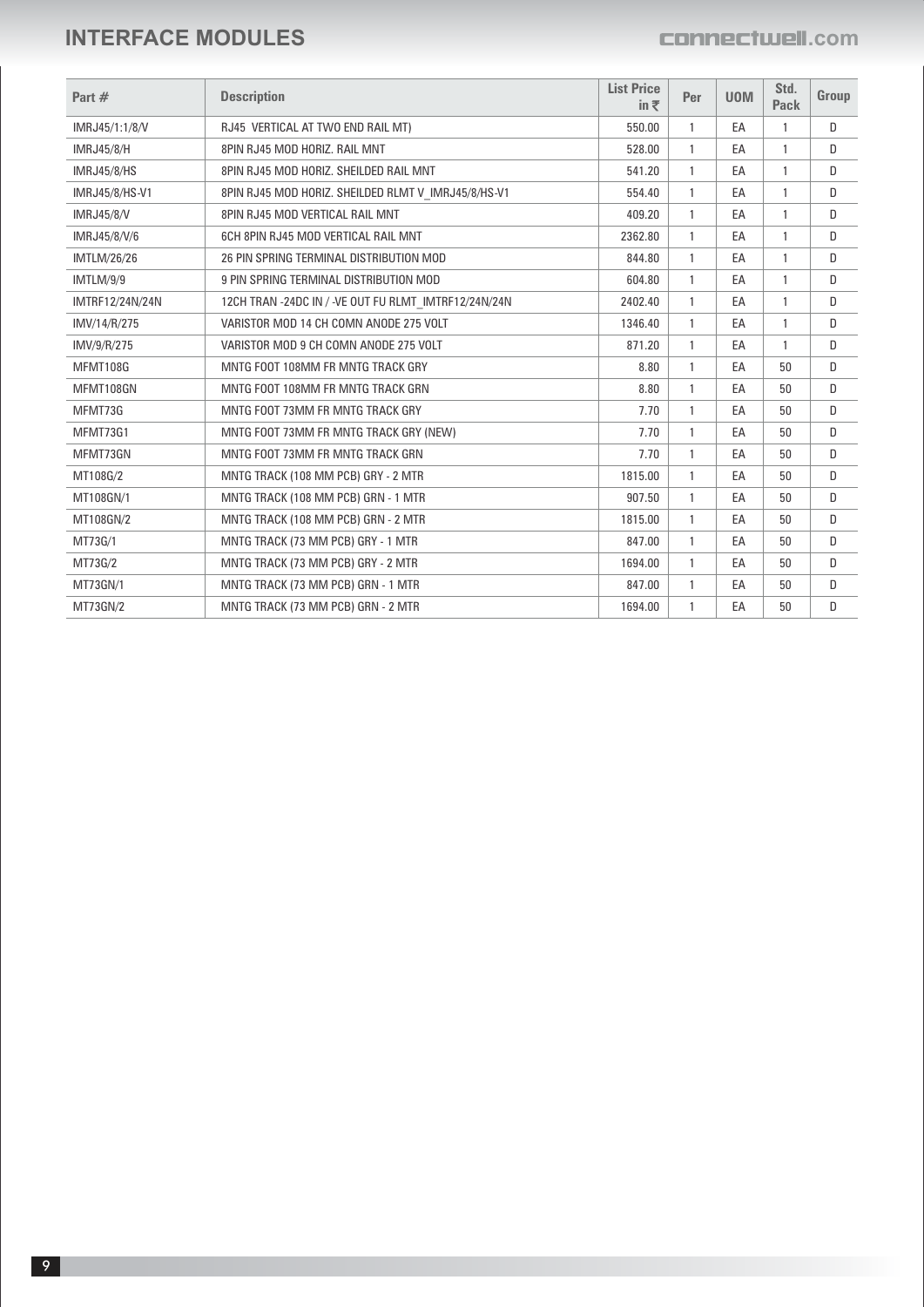# INTERFACE MODULES

| Part # | Description | List Price in ₹ | Per | UOM | Std. Pack | Group |
|---|---|---|---|---|---|---|
| IMRJ45/1:1/8/V | RJ45 VERTICAL AT TWO END RAIL MT) | 550.00 | 1 | EA | 1 | D |
| IMRJ45/8/H | 8PIN RJ45 MOD HORIZ. RAIL MNT | 528.00 | 1 | EA | 1 | D |
| IMRJ45/8/HS | 8PIN RJ45 MOD HORIZ. SHEILDED RAIL MNT | 541.20 | 1 | EA | 1 | D |
| IMRJ45/8/HS-V1 | 8PIN RJ45 MOD HORIZ. SHEILDED RLMT V_IMRJ45/8/HS-V1 | 554.40 | 1 | EA | 1 | D |
| IMRJ45/8/V | 8PIN RJ45 MOD VERTICAL RAIL MNT | 409.20 | 1 | EA | 1 | D |
| IMRJ45/8/V/6 | 6CH 8PIN RJ45 MOD VERTICAL RAIL MNT | 2362.80 | 1 | EA | 1 | D |
| IMTLM/26/26 | 26 PIN SPRING TERMINAL DISTRIBUTION MOD | 844.80 | 1 | EA | 1 | D |
| IMTLM/9/9 | 9 PIN SPRING TERMINAL DISTRIBUTION MOD | 604.80 | 1 | EA | 1 | D |
| IMTRF12/24N/24N | 12CH TRAN -24DC IN / -VE OUT FU RLMT_IMTRF12/24N/24N | 2402.40 | 1 | EA | 1 | D |
| IMV/14/R/275 | VARISTOR MOD 14 CH COMN ANODE 275 VOLT | 1346.40 | 1 | EA | 1 | D |
| IMV/9/R/275 | VARISTOR MOD 9 CH COMN ANODE 275 VOLT | 871.20 | 1 | EA | 1 | D |
| MFMT108G | MNTG FOOT 108MM FR MNTG TRACK GRY | 8.80 | 1 | EA | 50 | D |
| MFMT108GN | MNTG FOOT 108MM FR MNTG TRACK GRN | 8.80 | 1 | EA | 50 | D |
| MFMT73G | MNTG FOOT 73MM FR MNTG TRACK GRY | 7.70 | 1 | EA | 50 | D |
| MFMT73G1 | MNTG FOOT 73MM FR MNTG TRACK GRY (NEW) | 7.70 | 1 | EA | 50 | D |
| MFMT73GN | MNTG FOOT 73MM FR MNTG TRACK GRN | 7.70 | 1 | EA | 50 | D |
| MT108G/2 | MNTG TRACK (108 MM PCB) GRY - 2 MTR | 1815.00 | 1 | EA | 50 | D |
| MT108GN/1 | MNTG TRACK (108 MM PCB) GRN - 1 MTR | 907.50 | 1 | EA | 50 | D |
| MT108GN/2 | MNTG TRACK (108 MM PCB) GRN - 2 MTR | 1815.00 | 1 | EA | 50 | D |
| MT73G/1 | MNTG TRACK (73 MM PCB) GRY - 1 MTR | 847.00 | 1 | EA | 50 | D |
| MT73G/2 | MNTG TRACK (73 MM PCB) GRY - 2 MTR | 1694.00 | 1 | EA | 50 | D |
| MT73GN/1 | MNTG TRACK (73 MM PCB) GRN - 1 MTR | 847.00 | 1 | EA | 50 | D |
| MT73GN/2 | MNTG TRACK (73 MM PCB) GRN - 2 MTR | 1694.00 | 1 | EA | 50 | D |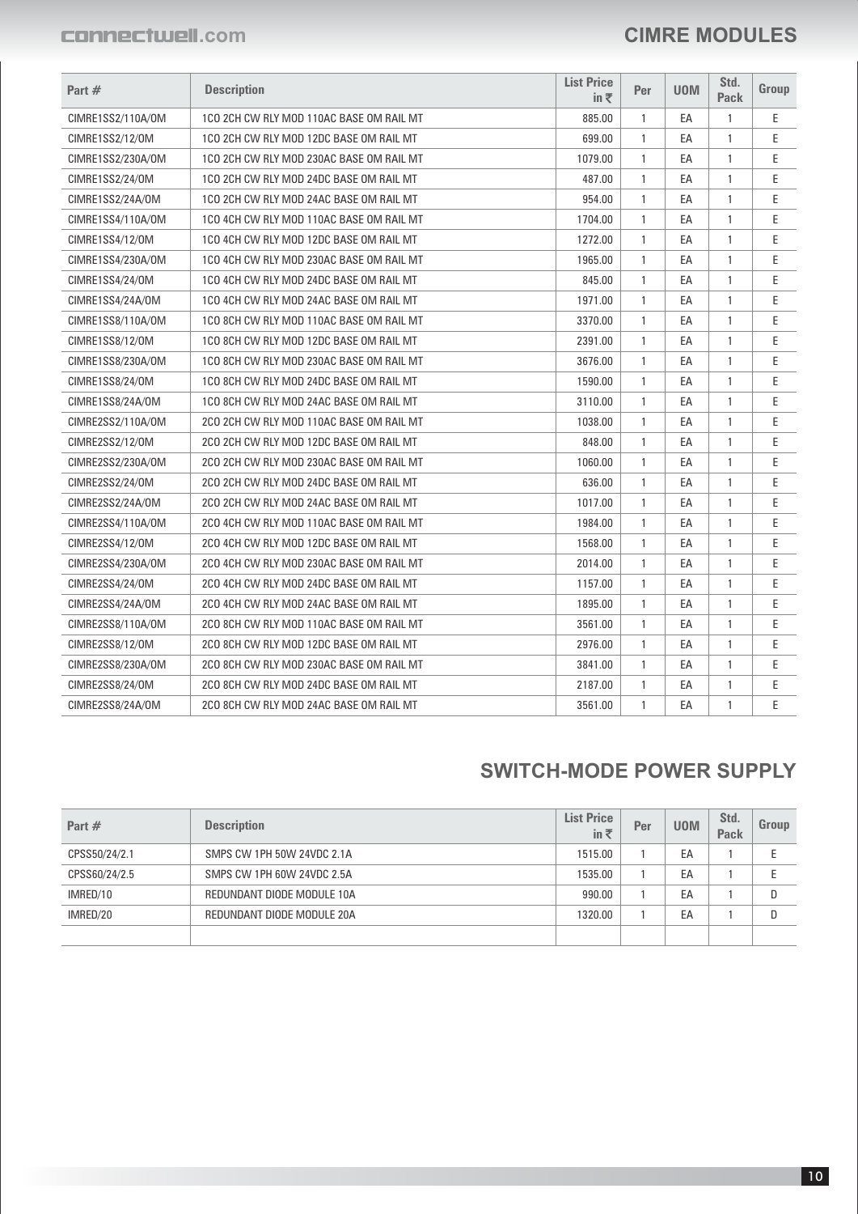## CIMRE MODULES

| Part # | Description | List Price in ₹ | Per | UOM | Std. Pack | Group |
|---|---|---|---|---|---|---|
| CIMRE1SS2/110A/OM | 1CO 2CH CW RLY MOD 110AC BASE OM RAIL MT | 885.00 | 1 | EA | 1 | E |
| CIMRE1SS2/12/OM | 1CO 2CH CW RLY MOD 12DC BASE OM RAIL MT | 699.00 | 1 | EA | 1 | E |
| CIMRE1SS2/230A/OM | 1CO 2CH CW RLY MOD 230AC BASE OM RAIL MT | 1079.00 | 1 | EA | 1 | E |
| CIMRE1SS2/24/OM | 1CO 2CH CW RLY MOD 24DC BASE OM RAIL MT | 487.00 | 1 | EA | 1 | E |
| CIMRE1SS2/24A/OM | 1CO 2CH CW RLY MOD 24AC BASE OM RAIL MT | 954.00 | 1 | EA | 1 | E |
| CIMRE1SS4/110A/OM | 1CO 4CH CW RLY MOD 110AC BASE OM RAIL MT | 1704.00 | 1 | EA | 1 | E |
| CIMRE1SS4/12/OM | 1CO 4CH CW RLY MOD 12DC BASE OM RAIL MT | 1272.00 | 1 | EA | 1 | E |
| CIMRE1SS4/230A/OM | 1CO 4CH CW RLY MOD 230AC BASE OM RAIL MT | 1965.00 | 1 | EA | 1 | E |
| CIMRE1SS4/24/OM | 1CO 4CH CW RLY MOD 24DC BASE OM RAIL MT | 845.00 | 1 | EA | 1 | E |
| CIMRE1SS4/24A/OM | 1CO 4CH CW RLY MOD 24AC BASE OM RAIL MT | 1971.00 | 1 | EA | 1 | E |
| CIMRE1SS8/110A/OM | 1CO 8CH CW RLY MOD 110AC BASE OM RAIL MT | 3370.00 | 1 | EA | 1 | E |
| CIMRE1SS8/12/OM | 1CO 8CH CW RLY MOD 12DC BASE OM RAIL MT | 2391.00 | 1 | EA | 1 | E |
| CIMRE1SS8/230A/OM | 1CO 8CH CW RLY MOD 230AC BASE OM RAIL MT | 3676.00 | 1 | EA | 1 | E |
| CIMRE1SS8/24/OM | 1CO 8CH CW RLY MOD 24DC BASE OM RAIL MT | 1590.00 | 1 | EA | 1 | E |
| CIMRE1SS8/24A/OM | 1CO 8CH CW RLY MOD 24AC BASE OM RAIL MT | 3110.00 | 1 | EA | 1 | E |
| CIMRE2SS2/110A/OM | 2CO 2CH CW RLY MOD 110AC BASE OM RAIL MT | 1038.00 | 1 | EA | 1 | E |
| CIMRE2SS2/12/OM | 2CO 2CH CW RLY MOD 12DC BASE OM RAIL MT | 848.00 | 1 | EA | 1 | E |
| CIMRE2SS2/230A/OM | 2CO 2CH CW RLY MOD 230AC BASE OM RAIL MT | 1060.00 | 1 | EA | 1 | E |
| CIMRE2SS2/24/OM | 2CO 2CH CW RLY MOD 24DC BASE OM RAIL MT | 636.00 | 1 | EA | 1 | E |
| CIMRE2SS2/24A/OM | 2CO 2CH CW RLY MOD 24AC BASE OM RAIL MT | 1017.00 | 1 | EA | 1 | E |
| CIMRE2SS4/110A/OM | 2CO 4CH CW RLY MOD 110AC BASE OM RAIL MT | 1984.00 | 1 | EA | 1 | E |
| CIMRE2SS4/12/OM | 2CO 4CH CW RLY MOD 12DC BASE OM RAIL MT | 1568.00 | 1 | EA | 1 | E |
| CIMRE2SS4/230A/OM | 2CO 4CH CW RLY MOD 230AC BASE OM RAIL MT | 2014.00 | 1 | EA | 1 | E |
| CIMRE2SS4/24/OM | 2CO 4CH CW RLY MOD 24DC BASE OM RAIL MT | 1157.00 | 1 | EA | 1 | E |
| CIMRE2SS4/24A/OM | 2CO 4CH CW RLY MOD 24AC BASE OM RAIL MT | 1895.00 | 1 | EA | 1 | E |
| CIMRE2SS8/110A/OM | 2CO 8CH CW RLY MOD 110AC BASE OM RAIL MT | 3561.00 | 1 | EA | 1 | E |
| CIMRE2SS8/12/OM | 2CO 8CH CW RLY MOD 12DC BASE OM RAIL MT | 2976.00 | 1 | EA | 1 | E |
| CIMRE2SS8/230A/OM | 2CO 8CH CW RLY MOD 230AC BASE OM RAIL MT | 3841.00 | 1 | EA | 1 | E |
| CIMRE2SS8/24/OM | 2CO 8CH CW RLY MOD 24DC BASE OM RAIL MT | 2187.00 | 1 | EA | 1 | E |
| CIMRE2SS8/24A/OM | 2CO 8CH CW RLY MOD 24AC BASE OM RAIL MT | 3561.00 | 1 | EA | 1 | E |

## SWITCH-MODE POWER SUPPLY

| Part # | Description | List Price in ₹ | Per | UOM | Std. Pack | Group |
|---|---|---|---|---|---|---|
| CPSS50/24/2.1 | SMPS CW 1PH 50W 24VDC 2.1A | 1515.00 | 1 | EA | 1 | E |
| CPSS60/24/2.5 | SMPS CW 1PH 60W 24VDC 2.5A | 1535.00 | 1 | EA | 1 | E |
| IMRED/10 | REDUNDANT DIODE MODULE 10A | 990.00 | 1 | EA | 1 | D |
| IMRED/20 | REDUNDANT DIODE MODULE 20A | 1320.00 | 1 | EA | 1 | D |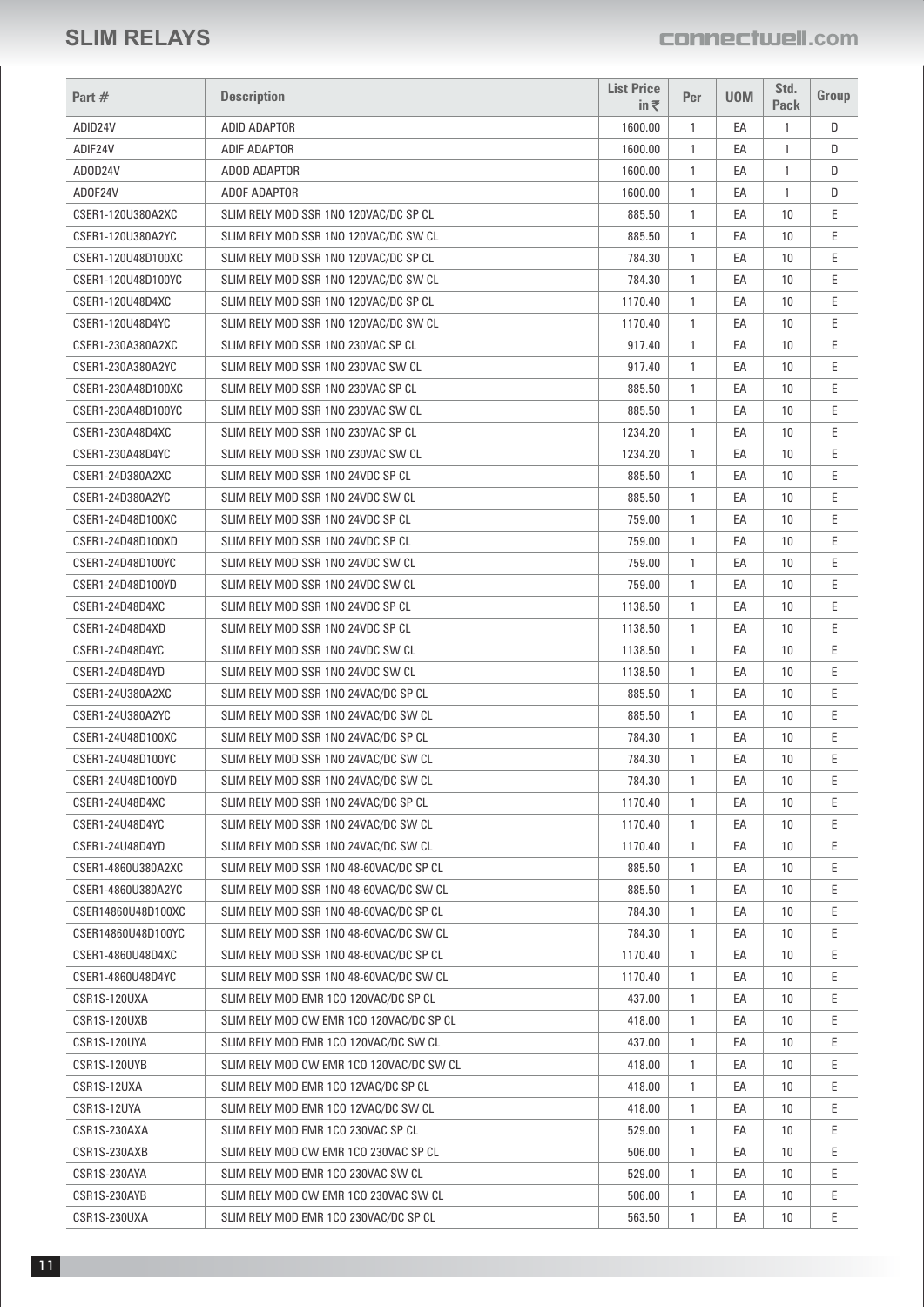# SLIM RELAYS

| Part # | Description | List Price in ₹ | Per | UOM | Std. Pack | Group |
|---|---|---|---|---|---|---|
| ADID24V | ADID ADAPTOR | 1600.00 | 1 | EA | 1 | D |
| ADIF24V | ADIF ADAPTOR | 1600.00 | 1 | EA | 1 | D |
| ADOD24V | ADOD ADAPTOR | 1600.00 | 1 | EA | 1 | D |
| ADOF24V | ADOF ADAPTOR | 1600.00 | 1 | EA | 1 | D |
| CSER1-120U380A2XC | SLIM RELY MOD SSR 1NO 120VAC/DC SP CL | 885.50 | 1 | EA | 10 | E |
| CSER1-120U380A2YC | SLIM RELY MOD SSR 1NO 120VAC/DC SW CL | 885.50 | 1 | EA | 10 | E |
| CSER1-120U48D100XC | SLIM RELY MOD SSR 1NO 120VAC/DC SP CL | 784.30 | 1 | EA | 10 | E |
| CSER1-120U48D100YC | SLIM RELY MOD SSR 1NO 120VAC/DC SW CL | 784.30 | 1 | EA | 10 | E |
| CSER1-120U48D4XC | SLIM RELY MOD SSR 1NO 120VAC/DC SP CL | 1170.40 | 1 | EA | 10 | E |
| CSER1-120U48D4YC | SLIM RELY MOD SSR 1NO 120VAC/DC SW CL | 1170.40 | 1 | EA | 10 | E |
| CSER1-230A380A2XC | SLIM RELY MOD SSR 1NO 230VAC SP CL | 917.40 | 1 | EA | 10 | E |
| CSER1-230A380A2YC | SLIM RELY MOD SSR 1NO 230VAC SW CL | 917.40 | 1 | EA | 10 | E |
| CSER1-230A48D100XC | SLIM RELY MOD SSR 1NO 230VAC SP CL | 885.50 | 1 | EA | 10 | E |
| CSER1-230A48D100YC | SLIM RELY MOD SSR 1NO 230VAC SW CL | 885.50 | 1 | EA | 10 | E |
| CSER1-230A48D4XC | SLIM RELY MOD SSR 1NO 230VAC SP CL | 1234.20 | 1 | EA | 10 | E |
| CSER1-230A48D4YC | SLIM RELY MOD SSR 1NO 230VAC SW CL | 1234.20 | 1 | EA | 10 | E |
| CSER1-24D380A2XC | SLIM RELY MOD SSR 1NO 24VDC SP CL | 885.50 | 1 | EA | 10 | E |
| CSER1-24D380A2YC | SLIM RELY MOD SSR 1NO 24VDC SW CL | 885.50 | 1 | EA | 10 | E |
| CSER1-24D48D100XC | SLIM RELY MOD SSR 1NO 24VDC SP CL | 759.00 | 1 | EA | 10 | E |
| CSER1-24D48D100XD | SLIM RELY MOD SSR 1NO 24VDC SP CL | 759.00 | 1 | EA | 10 | E |
| CSER1-24D48D100YC | SLIM RELY MOD SSR 1NO 24VDC SW CL | 759.00 | 1 | EA | 10 | E |
| CSER1-24D48D100YD | SLIM RELY MOD SSR 1NO 24VDC SW CL | 759.00 | 1 | EA | 10 | E |
| CSER1-24D48D4XC | SLIM RELY MOD SSR 1NO 24VDC SP CL | 1138.50 | 1 | EA | 10 | E |
| CSER1-24D48D4XD | SLIM RELY MOD SSR 1NO 24VDC SP CL | 1138.50 | 1 | EA | 10 | E |
| CSER1-24D48D4YC | SLIM RELY MOD SSR 1NO 24VDC SW CL | 1138.50 | 1 | EA | 10 | E |
| CSER1-24D48D4YD | SLIM RELY MOD SSR 1NO 24VDC SW CL | 1138.50 | 1 | EA | 10 | E |
| CSER1-24U380A2XC | SLIM RELY MOD SSR 1NO 24VAC/DC SP CL | 885.50 | 1 | EA | 10 | E |
| CSER1-24U380A2YC | SLIM RELY MOD SSR 1NO 24VAC/DC SW CL | 885.50 | 1 | EA | 10 | E |
| CSER1-24U48D100XC | SLIM RELY MOD SSR 1NO 24VAC/DC SP CL | 784.30 | 1 | EA | 10 | E |
| CSER1-24U48D100YC | SLIM RELY MOD SSR 1NO 24VAC/DC SW CL | 784.30 | 1 | EA | 10 | E |
| CSER1-24U48D100YD | SLIM RELY MOD SSR 1NO 24VAC/DC SW CL | 784.30 | 1 | EA | 10 | E |
| CSER1-24U48D4XC | SLIM RELY MOD SSR 1NO 24VAC/DC SP CL | 1170.40 | 1 | EA | 10 | E |
| CSER1-24U48D4YC | SLIM RELY MOD SSR 1NO 24VAC/DC SW CL | 1170.40 | 1 | EA | 10 | E |
| CSER1-24U48D4YD | SLIM RELY MOD SSR 1NO 24VAC/DC SW CL | 1170.40 | 1 | EA | 10 | E |
| CSER1-4860U380A2XC | SLIM RELY MOD SSR 1NO 48-60VAC/DC SP CL | 885.50 | 1 | EA | 10 | E |
| CSER1-4860U380A2YC | SLIM RELY MOD SSR 1NO 48-60VAC/DC SW CL | 885.50 | 1 | EA | 10 | E |
| CSER14860U48D100XC | SLIM RELY MOD SSR 1NO 48-60VAC/DC SP CL | 784.30 | 1 | EA | 10 | E |
| CSER14860U48D100YC | SLIM RELY MOD SSR 1NO 48-60VAC/DC SW CL | 784.30 | 1 | EA | 10 | E |
| CSER1-4860U48D4XC | SLIM RELY MOD SSR 1NO 48-60VAC/DC SP CL | 1170.40 | 1 | EA | 10 | E |
| CSER1-4860U48D4YC | SLIM RELY MOD SSR 1NO 48-60VAC/DC SW CL | 1170.40 | 1 | EA | 10 | E |
| CSR1S-120UXA | SLIM RELY MOD EMR 1CO 120VAC/DC SP CL | 437.00 | 1 | EA | 10 | E |
| CSR1S-120UXB | SLIM RELY MOD CW EMR 1CO 120VAC/DC SP CL | 418.00 | 1 | EA | 10 | E |
| CSR1S-120UYA | SLIM RELY MOD EMR 1CO 120VAC/DC SW CL | 437.00 | 1 | EA | 10 | E |
| CSR1S-120UYB | SLIM RELY MOD CW EMR 1CO 120VAC/DC SW CL | 418.00 | 1 | EA | 10 | E |
| CSR1S-12UXA | SLIM RELY MOD EMR 1CO 12VAC/DC SP CL | 418.00 | 1 | EA | 10 | E |
| CSR1S-12UYA | SLIM RELY MOD EMR 1CO 12VAC/DC SW CL | 418.00 | 1 | EA | 10 | E |
| CSR1S-230AXA | SLIM RELY MOD EMR 1CO 230VAC SP CL | 529.00 | 1 | EA | 10 | E |
| CSR1S-230AXB | SLIM RELY MOD CW EMR 1CO 230VAC SP CL | 506.00 | 1 | EA | 10 | E |
| CSR1S-230AYA | SLIM RELY MOD EMR 1CO 230VAC SW CL | 529.00 | 1 | EA | 10 | E |
| CSR1S-230AYB | SLIM RELY MOD CW EMR 1CO 230VAC SW CL | 506.00 | 1 | EA | 10 | E |
| CSR1S-230UXA | SLIM RELY MOD EMR 1CO 230VAC/DC SP CL | 563.50 | 1 | EA | 10 | E |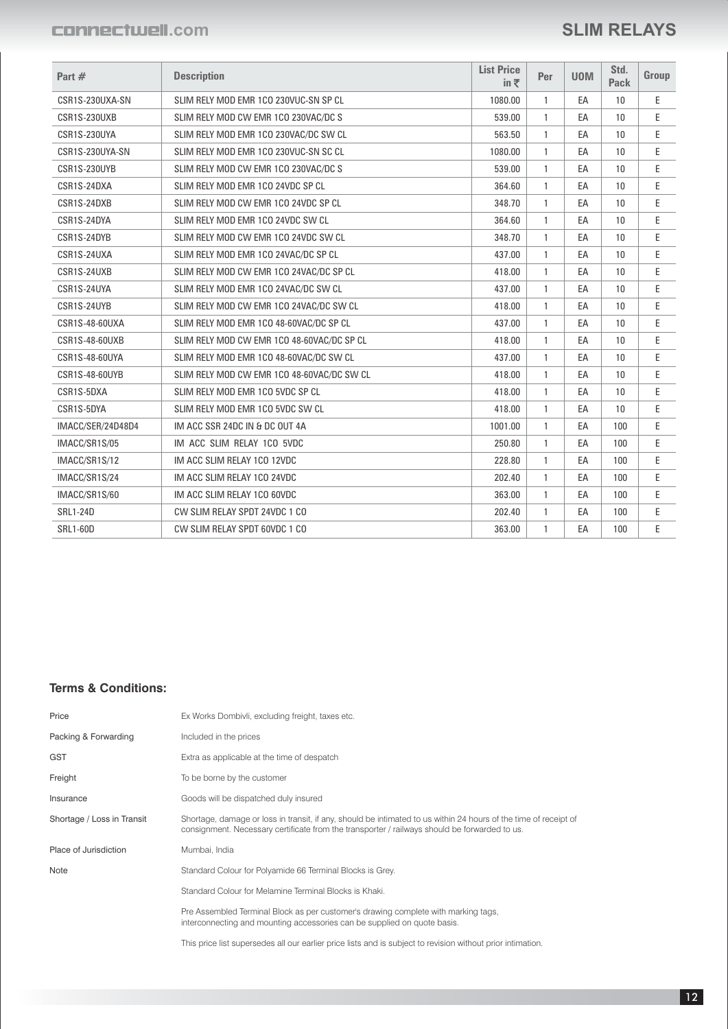# SLIM RELAYS

| Part # | Description | List Price in ₹ | Per | UOM | Std. Pack | Group |
|---|---|---|---|---|---|---|
| CSR1S-230UXA-SN | SLIM RELY MOD EMR 1CO 230VUC-SN SP CL | 1080.00 | 1 | EA | 10 | E |
| CSR1S-230UXB | SLIM RELY MOD CW EMR 1CO 230VAC/DC S | 539.00 | 1 | EA | 10 | E |
| CSR1S-230UYA | SLIM RELY MOD EMR 1CO 230VAC/DC SW CL | 563.50 | 1 | EA | 10 | E |
| CSR1S-230UYA-SN | SLIM RELY MOD EMR 1CO 230VUC-SN SC CL | 1080.00 | 1 | EA | 10 | E |
| CSR1S-230UYB | SLIM RELY MOD CW EMR 1CO 230VAC/DC S | 539.00 | 1 | EA | 10 | E |
| CSR1S-24DXA | SLIM RELY MOD EMR 1CO 24VDC SP CL | 364.60 | 1 | EA | 10 | E |
| CSR1S-24DXB | SLIM RELY MOD CW EMR 1CO 24VDC SP CL | 348.70 | 1 | EA | 10 | E |
| CSR1S-24DYA | SLIM RELY MOD EMR 1CO 24VDC SW CL | 364.60 | 1 | EA | 10 | E |
| CSR1S-24DYB | SLIM RELY MOD CW EMR 1CO 24VDC SW CL | 348.70 | 1 | EA | 10 | E |
| CSR1S-24UXA | SLIM RELY MOD EMR 1CO 24VAC/DC SP CL | 437.00 | 1 | EA | 10 | E |
| CSR1S-24UXB | SLIM RELY MOD CW EMR 1CO 24VAC/DC SP CL | 418.00 | 1 | EA | 10 | E |
| CSR1S-24UYA | SLIM RELY MOD EMR 1CO 24VAC/DC SW CL | 437.00 | 1 | EA | 10 | E |
| CSR1S-24UYB | SLIM RELY MOD CW EMR 1CO 24VAC/DC SW CL | 418.00 | 1 | EA | 10 | E |
| CSR1S-48-60UXA | SLIM RELY MOD EMR 1CO 48-60VAC/DC SP CL | 437.00 | 1 | EA | 10 | E |
| CSR1S-48-60UXB | SLIM RELY MOD CW EMR 1CO 48-60VAC/DC SP CL | 418.00 | 1 | EA | 10 | E |
| CSR1S-48-60UYA | SLIM RELY MOD EMR 1CO 48-60VAC/DC SW CL | 437.00 | 1 | EA | 10 | E |
| CSR1S-48-60UYB | SLIM RELY MOD CW EMR 1CO 48-60VAC/DC SW CL | 418.00 | 1 | EA | 10 | E |
| CSR1S-5DXA | SLIM RELY MOD EMR 1CO 5VDC SP CL | 418.00 | 1 | EA | 10 | E |
| CSR1S-5DYA | SLIM RELY MOD EMR 1CO 5VDC SW CL | 418.00 | 1 | EA | 10 | E |
| IMACC/SER/24D48D4 | IM ACC SSR 24DC IN & DC OUT 4A | 1001.00 | 1 | EA | 100 | E |
| IMACC/SR1S/05 | IM ACC SLIM RELAY 1CO 5VDC | 250.80 | 1 | EA | 100 | E |
| IMACC/SR1S/12 | IM ACC SLIM RELAY 1CO 12VDC | 228.80 | 1 | EA | 100 | E |
| IMACC/SR1S/24 | IM ACC SLIM RELAY 1CO 24VDC | 202.40 | 1 | EA | 100 | E |
| IMACC/SR1S/60 | IM ACC SLIM RELAY 1CO 60VDC | 363.00 | 1 | EA | 100 | E |
| SRL1-24D | CW SLIM RELAY SPDT 24VDC 1 CO | 202.40 | 1 | EA | 100 | E |
| SRL1-60D | CW SLIM RELAY SPDT 60VDC 1 CO | 363.00 | 1 | EA | 100 | E |

## Terms & Conditions:

| | |
|---|---|
| Price | Ex Works Dombivli, excluding freight, taxes etc. |
| Packing & Forwarding | Included in the prices |
| GST | Extra as applicable at the time of despatch |
| Freight | To be borne by the customer |
| Insurance | Goods will be dispatched duly insured |
| Shortage / Loss in Transit | Shortage, damage or loss in transit, if any, should be intimated to us within 24 hours of the time of receipt of consignment. Necessary certificate from the transporter / railways should be forwarded to us. |
| Place of Jurisdiction | Mumbai, India |
| Note | Standard Colour for Polyamide 66 Terminal Blocks is Grey. |
| | Standard Colour for Melamine Terminal Blocks is Khaki. |
| | Pre Assembled Terminal Block as per customer's drawing complete with marking tags, interconnecting and mounting accessories can be supplied on quote basis. |
| | This price list supersedes all our earlier price lists and is subject to revision without prior intimation. |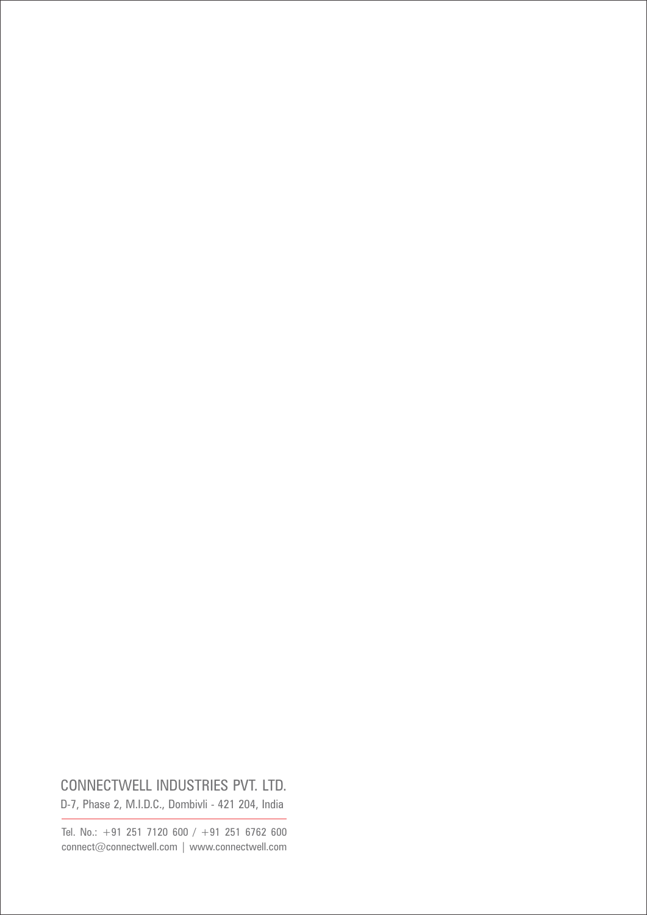CONNECTWELL INDUSTRIES PVT. LTD.

D-7, Phase 2, M.I.D.C., Dombivli - 421 204, India

Tel. No.: +91 251 7120 600 / +91 251 6762 600

connect@connectwell.com | www.connectwell.com